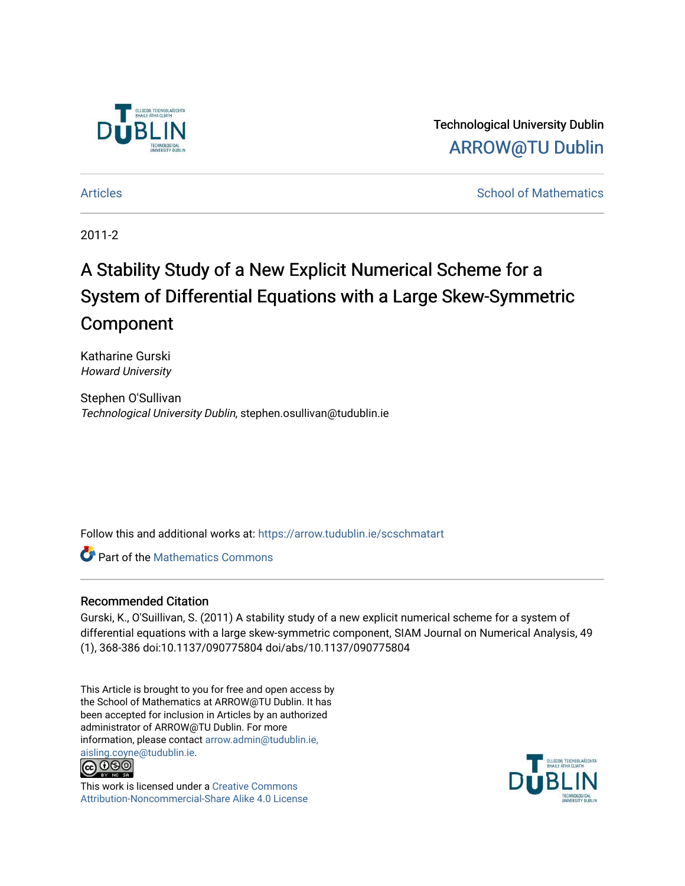Technological University Dublin

ARROW@TU Dublin

Articles | School of Mathematics

2011-2

# A Stability Study of a New Explicit Numerical Scheme for a System of Differential Equations with a Large Skew-Symmetric Component

Katharine Gurski
*Howard University*

Stephen O'Sullivan
*Technological University Dublin*, stephen.osullivan@tudublin.ie

Follow this and additional works at: https://arrow.tudublin.ie/scschmatart

Part of the Mathematics Commons

## Recommended Citation

Gurski, K., O'Suillivan, S. (2011) A stability study of a new explicit numerical scheme for a system of differential equations with a large skew-symmetric component, SIAM Journal on Numerical Analysis, 49 (1), 368-386 doi:10.1137/090775804 doi/abs/10.1137/090775804

This Article is brought to you for free and open access by the School of Mathematics at ARROW@TU Dublin. It has been accepted for inclusion in Articles by an authorized administrator of ARROW@TU Dublin. For more information, please contact arrow.admin@tudublin.ie, aisling.coyne@tudublin.ie.

This work is licensed under a Creative Commons Attribution-Noncommercial-Share Alike 4.0 License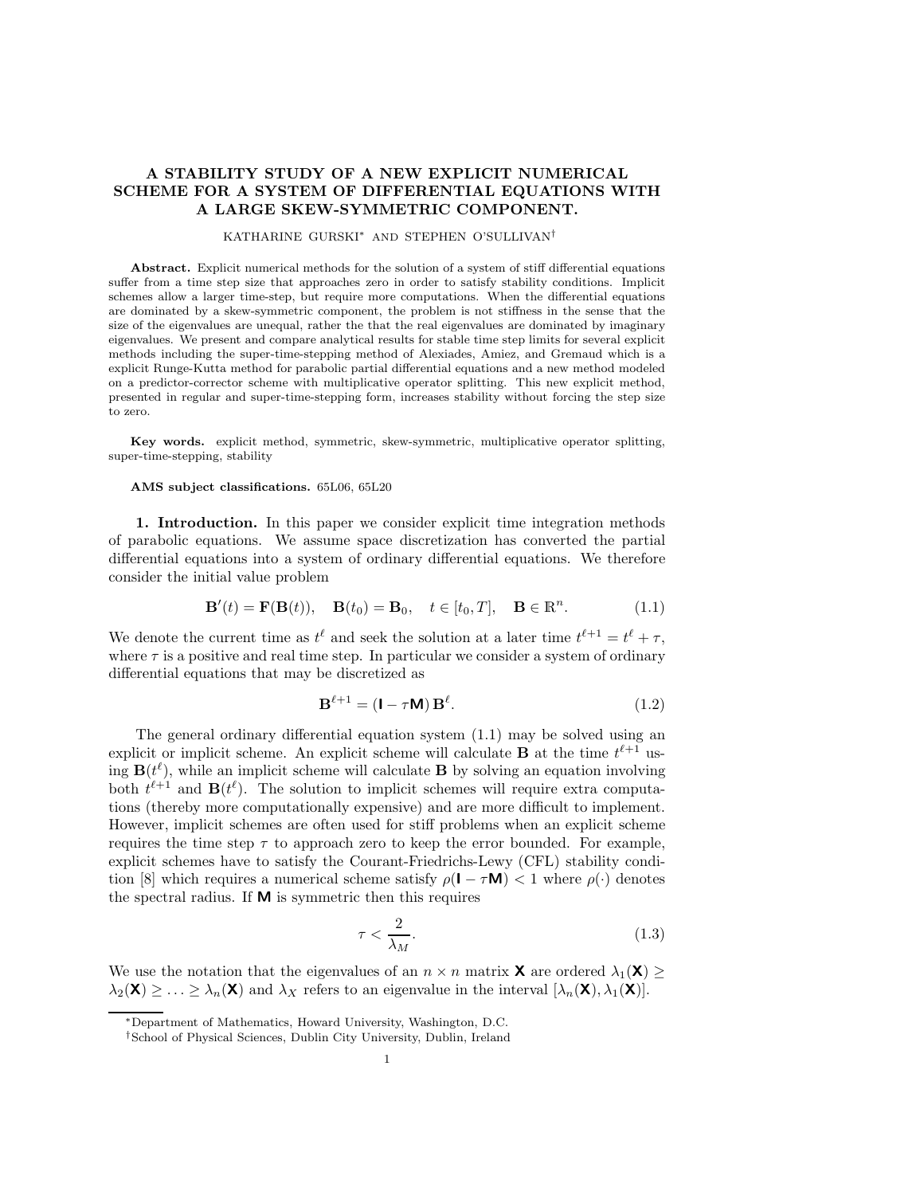# A STABILITY STUDY OF A NEW EXPLICIT NUMERICAL SCHEME FOR A SYSTEM OF DIFFERENTIAL EQUATIONS WITH A LARGE SKEW-SYMMETRIC COMPONENT.

KATHARINE GURSKI[*] AND STEPHEN O'SULLIVAN[†]

**Abstract.** Explicit numerical methods for the solution of a system of stiff differential equations suffer from a time step size that approaches zero in order to satisfy stability conditions. Implicit schemes allow a larger time-step, but require more computations. When the differential equations are dominated by a skew-symmetric component, the problem is not stiffness in the sense that the size of the eigenvalues are unequal, rather the that the real eigenvalues are dominated by imaginary eigenvalues. We present and compare analytical results for stable time step limits for several explicit methods including the super-time-stepping method of Alexiades, Amiez, and Gremaud which is a explicit Runge-Kutta method for parabolic partial differential equations and a new method modeled on a predictor-corrector scheme with multiplicative operator splitting. This new explicit method, presented in regular and super-time-stepping form, increases stability without forcing the step size to zero.

**Key words.** explicit method, symmetric, skew-symmetric, multiplicative operator splitting, super-time-stepping, stability

**AMS subject classifications.** 65L06, 65L20

## 1. Introduction.

In this paper we consider explicit time integration methods of parabolic equations. We assume space discretization has converted the partial differential equations into a system of ordinary differential equations. We therefore consider the initial value problem

$$\mathbf{B}'(t) = \mathbf{F}(\mathbf{B}(t)), \quad \mathbf{B}(t_0) = \mathbf{B}_0, \quad t \in [t_0, T], \quad \mathbf{B} \in \mathbb{R}^n. \tag{1.1}$$

We denote the current time as $t^\ell$ and seek the solution at a later time $t^{\ell+1} = t^\ell + \tau$, where $\tau$ is a positive and real time step. In particular we consider a system of ordinary differential equations that may be discretized as

$$\mathbf{B}^{\ell+1} = (\mathsf{I} - \tau \mathsf{M})\, \mathbf{B}^\ell. \tag{1.2}$$

The general ordinary differential equation system (1.1) may be solved using an explicit or implicit scheme. An explicit scheme will calculate $\mathbf{B}$ at the time $t^{\ell+1}$ using $\mathbf{B}(t^\ell)$, while an implicit scheme will calculate $\mathbf{B}$ by solving an equation involving both $t^{\ell+1}$ and $\mathbf{B}(t^\ell)$. The solution to implicit schemes will require extra computations (thereby more computationally expensive) and are more difficult to implement. However, implicit schemes are often used for stiff problems when an explicit scheme requires the time step $\tau$ to approach zero to keep the error bounded. For example, explicit schemes have to satisfy the Courant-Friedrichs-Lewy (CFL) stability condition [8] which requires a numerical scheme satisfy $\rho(\mathsf{I} - \tau\mathsf{M}) < 1$ where $\rho(\cdot)$ denotes the spectral radius. If $\mathsf{M}$ is symmetric then this requires

$$\tau < \frac{2}{\lambda_M}. \tag{1.3}$$

We use the notation that the eigenvalues of an $n \times n$ matrix $\mathsf{X}$ are ordered $\lambda_1(\mathsf{X}) \geq \lambda_2(\mathsf{X}) \geq \ldots \geq \lambda_n(\mathsf{X})$ and $\lambda_X$ refers to an eigenvalue in the interval $[\lambda_n(\mathsf{X}), \lambda_1(\mathsf{X})]$.

[*]Department of Mathematics, Howard University, Washington, D.C.

[†]School of Physical Sciences, Dublin City University, Dublin, Ireland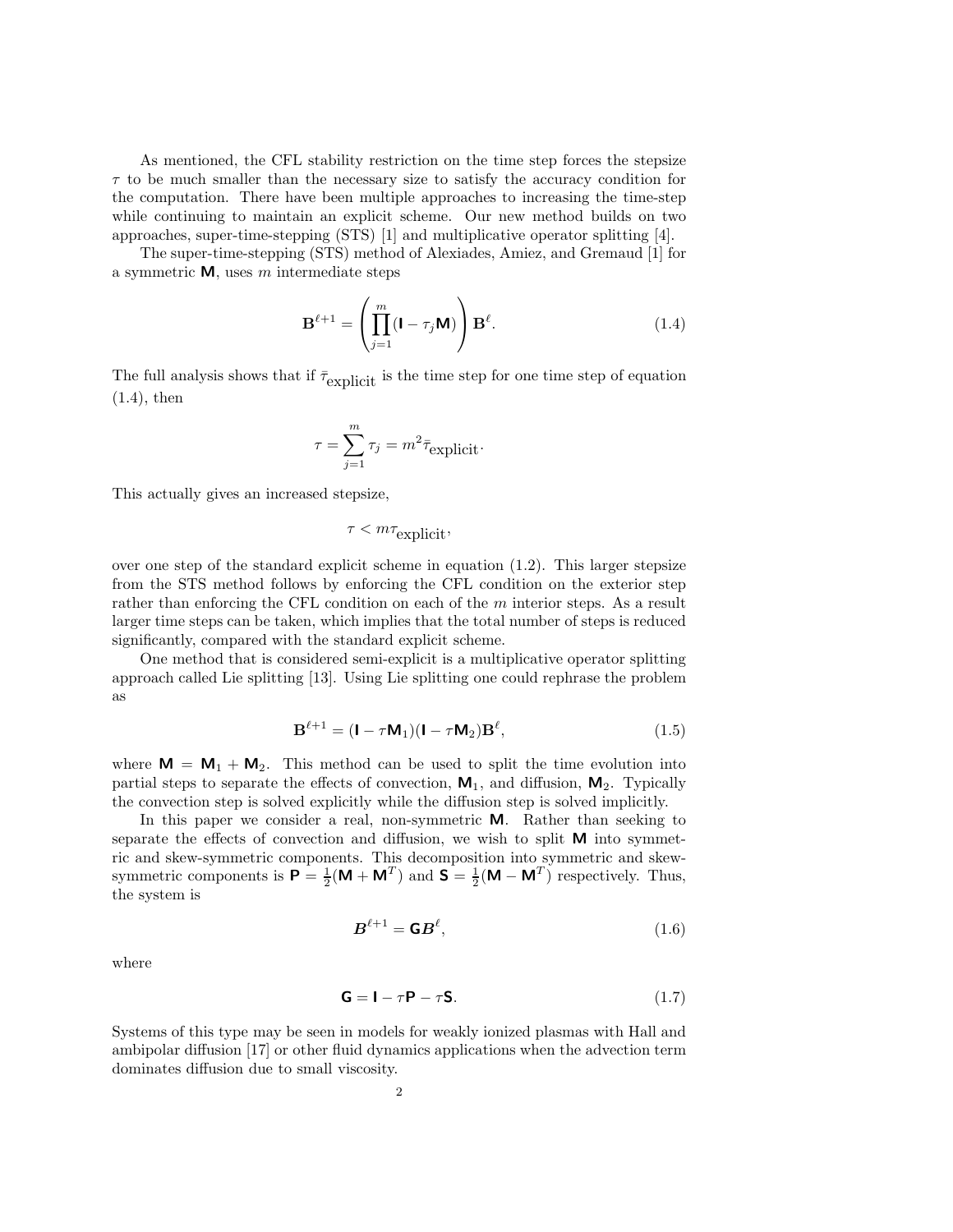As mentioned, the CFL stability restriction on the time step forces the stepsize $\tau$ to be much smaller than the necessary size to satisfy the accuracy condition for the computation. There have been multiple approaches to increasing the time-step while continuing to maintain an explicit scheme. Our new method builds on two approaches, super-time-stepping (STS) [1] and multiplicative operator splitting [4].

The super-time-stepping (STS) method of Alexiades, Amiez, and Gremaud [1] for a symmetric $\mathsf{M}$, uses $m$ intermediate steps

$$\mathbf{B}^{\ell+1} = \left( \prod_{j=1}^{m} (\mathsf{I} - \tau_j \mathsf{M}) \right) \mathbf{B}^{\ell}. \tag{1.4}$$

The full analysis shows that if $\bar{\tau}_{\text{explicit}}$ is the time step for one time step of equation (1.4), then

$$\tau = \sum_{j=1}^{m} \tau_j = m^2 \bar{\tau}_{\text{explicit}}.$$

This actually gives an increased stepsize,

$$\tau < m\tau_{\text{explicit}},$$

over one step of the standard explicit scheme in equation (1.2). This larger stepsize from the STS method follows by enforcing the CFL condition on the exterior step rather than enforcing the CFL condition on each of the $m$ interior steps. As a result larger time steps can be taken, which implies that the total number of steps is reduced significantly, compared with the standard explicit scheme.

One method that is considered semi-explicit is a multiplicative operator splitting approach called Lie splitting [13]. Using Lie splitting one could rephrase the problem as

$$\mathbf{B}^{\ell+1} = (\mathsf{I} - \tau \mathsf{M}_1)(\mathsf{I} - \tau \mathsf{M}_2)\mathbf{B}^{\ell}, \tag{1.5}$$

where $\mathsf{M} = \mathsf{M}_1 + \mathsf{M}_2$. This method can be used to split the time evolution into partial steps to separate the effects of convection, $\mathsf{M}_1$, and diffusion, $\mathsf{M}_2$. Typically the convection step is solved explicitly while the diffusion step is solved implicitly.

In this paper we consider a real, non-symmetric $\mathsf{M}$. Rather than seeking to separate the effects of convection and diffusion, we wish to split $\mathsf{M}$ into symmetric and skew-symmetric components. This decomposition into symmetric and skew-symmetric components is $\mathsf{P} = \frac{1}{2}(\mathsf{M} + \mathsf{M}^T)$ and $\mathsf{S} = \frac{1}{2}(\mathsf{M} - \mathsf{M}^T)$ respectively. Thus, the system is

$$\boldsymbol{B}^{\ell+1} = \mathsf{G}\boldsymbol{B}^{\ell}, \tag{1.6}$$

where

$$\mathsf{G} = \mathsf{I} - \tau \mathsf{P} - \tau \mathsf{S}. \tag{1.7}$$

Systems of this type may be seen in models for weakly ionized plasmas with Hall and ambipolar diffusion [17] or other fluid dynamics applications when the advection term dominates diffusion due to small viscosity.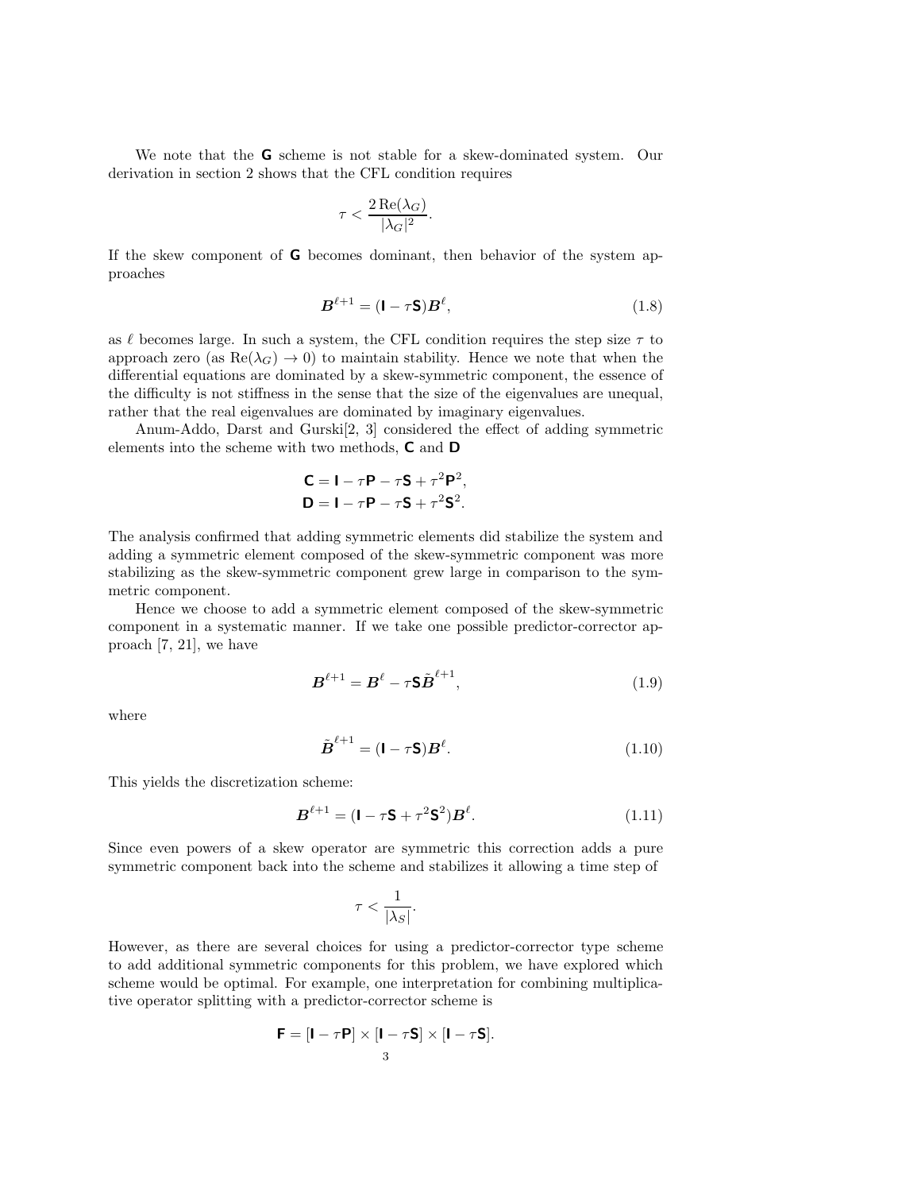We note that the $\mathsf{G}$ scheme is not stable for a skew-dominated system. Our derivation in section 2 shows that the CFL condition requires

$$\tau < \frac{2\,\mathrm{Re}(\lambda_G)}{|\lambda_G|^2}.$$

If the skew component of $\mathsf{G}$ becomes dominant, then behavior of the system approaches

$$\boldsymbol{B}^{\ell+1} = (\mathsf{I} - \tau\mathsf{S})\boldsymbol{B}^{\ell}, \tag{1.8}$$

as $\ell$ becomes large. In such a system, the CFL condition requires the step size $\tau$ to approach zero (as $\mathrm{Re}(\lambda_G) \to 0$) to maintain stability. Hence we note that when the differential equations are dominated by a skew-symmetric component, the essence of the difficulty is not stiffness in the sense that the size of the eigenvalues are unequal, rather that the real eigenvalues are dominated by imaginary eigenvalues.

Anum-Addo, Darst and Gurski[2, 3] considered the effect of adding symmetric elements into the scheme with two methods, $\mathsf{C}$ and $\mathsf{D}$

$$\mathsf{C} = \mathsf{I} - \tau\mathsf{P} - \tau\mathsf{S} + \tau^2\mathsf{P}^2,$$
$$\mathsf{D} = \mathsf{I} - \tau\mathsf{P} - \tau\mathsf{S} + \tau^2\mathsf{S}^2.$$

The analysis confirmed that adding symmetric elements did stabilize the system and adding a symmetric element composed of the skew-symmetric component was more stabilizing as the skew-symmetric component grew large in comparison to the symmetric component.

Hence we choose to add a symmetric element composed of the skew-symmetric component in a systematic manner. If we take one possible predictor-corrector approach [7, 21], we have

$$\boldsymbol{B}^{\ell+1} = \boldsymbol{B}^{\ell} - \tau\mathsf{S}\tilde{\boldsymbol{B}}^{\ell+1}, \tag{1.9}$$

where

$$\tilde{\boldsymbol{B}}^{\ell+1} = (\mathsf{I} - \tau\mathsf{S})\boldsymbol{B}^{\ell}. \tag{1.10}$$

This yields the discretization scheme:

$$\boldsymbol{B}^{\ell+1} = (\mathsf{I} - \tau\mathsf{S} + \tau^2\mathsf{S}^2)\boldsymbol{B}^{\ell}. \tag{1.11}$$

Since even powers of a skew operator are symmetric this correction adds a pure symmetric component back into the scheme and stabilizes it allowing a time step of

$$\tau < \frac{1}{|\lambda_S|}.$$

However, as there are several choices for using a predictor-corrector type scheme to add additional symmetric components for this problem, we have explored which scheme would be optimal. For example, one interpretation for combining multiplicative operator splitting with a predictor-corrector scheme is

$$\mathsf{F} = [\mathsf{I} - \tau\mathsf{P}] \times [\mathsf{I} - \tau\mathsf{S}] \times [\mathsf{I} - \tau\mathsf{S}].$$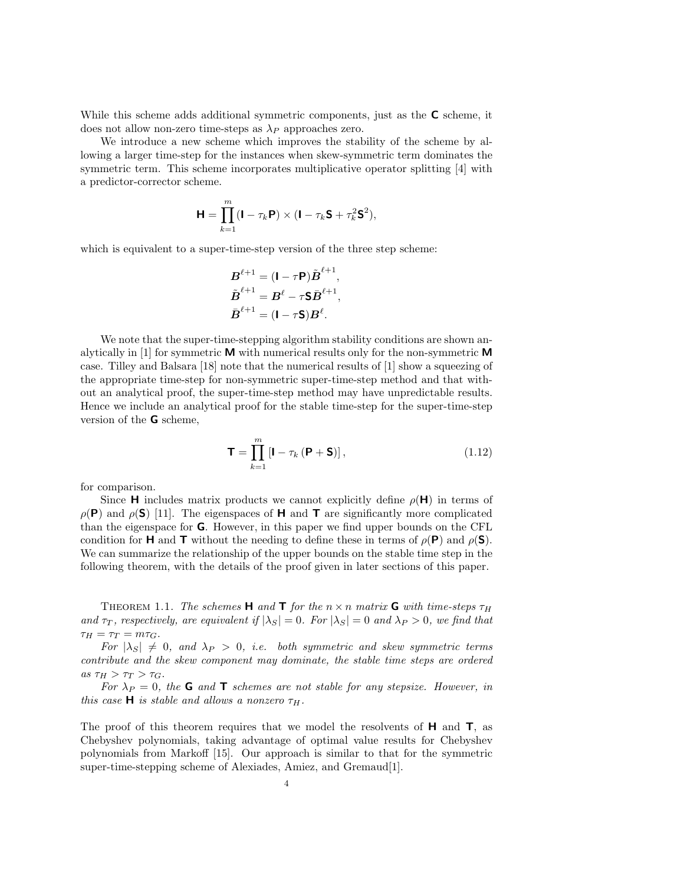While this scheme adds additional symmetric components, just as the $\mathbf{C}$ scheme, it does not allow non-zero time-steps as $\lambda_P$ approaches zero.

We introduce a new scheme which improves the stability of the scheme by allowing a larger time-step for the instances when skew-symmetric term dominates the symmetric term. This scheme incorporates multiplicative operator splitting [4] with a predictor-corrector scheme.

$$\mathbf{H} = \prod_{k=1}^{m} (\mathbf{I} - \tau_k \mathbf{P}) \times (\mathbf{I} - \tau_k \mathbf{S} + \tau_k^2 \mathbf{S}^2),$$

which is equivalent to a super-time-step version of the three step scheme:

$$\begin{aligned}
\boldsymbol{B}^{\ell+1} &= (\mathbf{I} - \tau \mathbf{P}) \tilde{\boldsymbol{B}}^{\ell+1}, \\
\tilde{\boldsymbol{B}}^{\ell+1} &= \boldsymbol{B}^{\ell} - \tau \mathbf{S} \bar{\boldsymbol{B}}^{\ell+1}, \\
\bar{\boldsymbol{B}}^{\ell+1} &= (\mathbf{I} - \tau \mathbf{S}) \boldsymbol{B}^{\ell}.
\end{aligned}$$

We note that the super-time-stepping algorithm stability conditions are shown analytically in [1] for symmetric $\mathbf{M}$ with numerical results only for the non-symmetric $\mathbf{M}$ case. Tilley and Balsara [18] note that the numerical results of [1] show a squeezing of the appropriate time-step for non-symmetric super-time-step method and that without an analytical proof, the super-time-step method may have unpredictable results. Hence we include an analytical proof for the stable time-step for the super-time-step version of the $\mathbf{G}$ scheme,

$$\mathbf{T} = \prod_{k=1}^{m} \left[ \mathbf{I} - \tau_k \left( \mathbf{P} + \mathbf{S} \right) \right], \tag{1.12}$$

for comparison.

Since $\mathbf{H}$ includes matrix products we cannot explicitly define $\rho(\mathbf{H})$ in terms of $\rho(\mathbf{P})$ and $\rho(\mathbf{S})$ [11]. The eigenspaces of $\mathbf{H}$ and $\mathbf{T}$ are significantly more complicated than the eigenspace for $\mathbf{G}$. However, in this paper we find upper bounds on the CFL condition for $\mathbf{H}$ and $\mathbf{T}$ without the needing to define these in terms of $\rho(\mathbf{P})$ and $\rho(\mathbf{S})$. We can summarize the relationship of the upper bounds on the stable time step in the following theorem, with the details of the proof given in later sections of this paper.

THEOREM 1.1. *The schemes $\mathbf{H}$ and $\mathbf{T}$ for the $n \times n$ matrix $\mathbf{G}$ with time-steps $\tau_H$ and $\tau_T$, respectively, are equivalent if $|\lambda_S| = 0$. For $|\lambda_S| = 0$ and $\lambda_P > 0$, we find that $\tau_H = \tau_T = m\tau_G$.*

*For $|\lambda_S| \neq 0$, and $\lambda_P > 0$, i.e. both symmetric and skew symmetric terms contribute and the skew component may dominate, the stable time steps are ordered as $\tau_H > \tau_T > \tau_G$.*

*For $\lambda_P = 0$, the $\mathbf{G}$ and $\mathbf{T}$ schemes are not stable for any stepsize. However, in this case $\mathbf{H}$ is stable and allows a nonzero $\tau_H$.*

The proof of this theorem requires that we model the resolvents of $\mathbf{H}$ and $\mathbf{T}$, as Chebyshev polynomials, taking advantage of optimal value results for Chebyshev polynomials from Markoff [15]. Our approach is similar to that for the symmetric super-time-stepping scheme of Alexiades, Amiez, and Gremaud[1].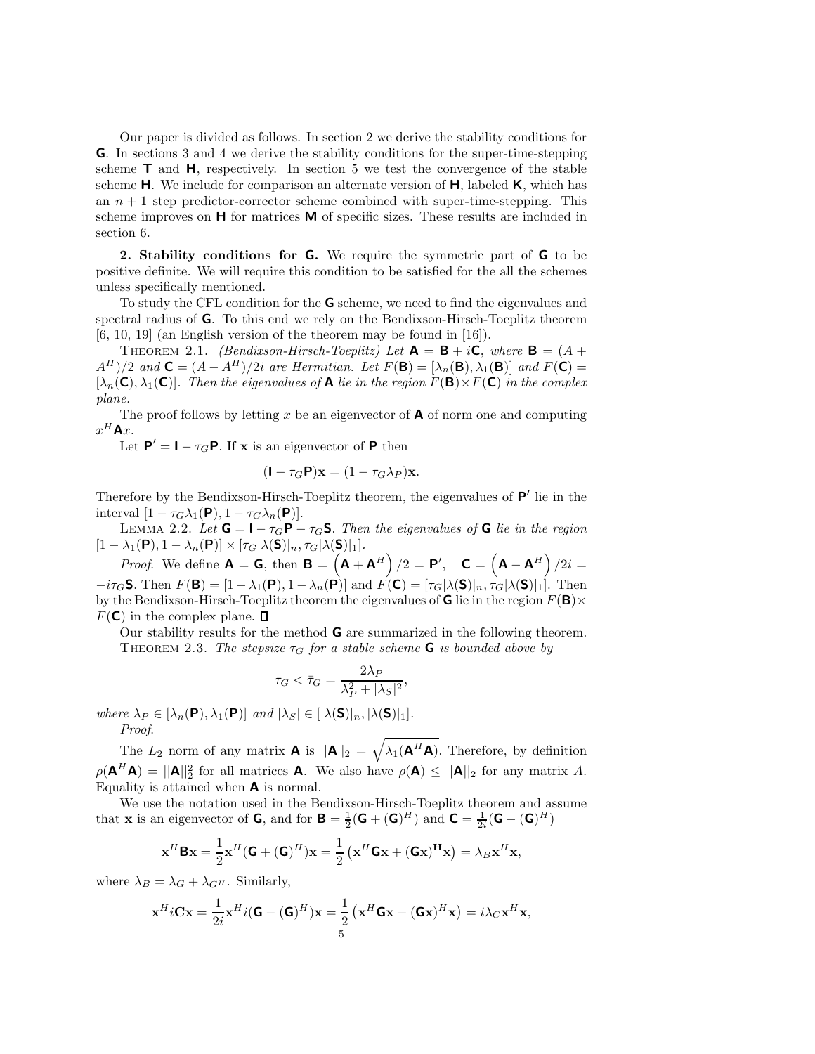Our paper is divided as follows. In section 2 we derive the stability conditions for $\mathbf{G}$. In sections 3 and 4 we derive the stability conditions for the super-time-stepping scheme $\mathbf{T}$ and $\mathbf{H}$, respectively. In section 5 we test the convergence of the stable scheme $\mathbf{H}$. We include for comparison an alternate version of $\mathbf{H}$, labeled $\mathbf{K}$, which has an $n+1$ step predictor-corrector scheme combined with super-time-stepping. This scheme improves on $\mathbf{H}$ for matrices $\mathbf{M}$ of specific sizes. These results are included in section 6.

**2. Stability conditions for G.** We require the symmetric part of $\mathbf{G}$ to be positive definite. We will require this condition to be satisfied for the all the schemes unless specifically mentioned.

To study the CFL condition for the $\mathbf{G}$ scheme, we need to find the eigenvalues and spectral radius of $\mathbf{G}$. To this end we rely on the Bendixson-Hirsch-Toeplitz theorem [6, 10, 19] (an English version of the theorem may be found in [16]).

THEOREM 2.1. *(Bendixson-Hirsch-Toeplitz) Let $\mathbf{A} = \mathbf{B} + i\mathbf{C}$, where $\mathbf{B} = (A + A^H)/2$ and $\mathbf{C} = (A - A^H)/2i$ are Hermitian. Let $F(\mathbf{B}) = [\lambda_n(\mathbf{B}), \lambda_1(\mathbf{B})]$ and $F(\mathbf{C}) = [\lambda_n(\mathbf{C}), \lambda_1(\mathbf{C})]$. Then the eigenvalues of $\mathbf{A}$ lie in the region $F(\mathbf{B}) \times F(\mathbf{C})$ in the complex plane.*

The proof follows by letting $x$ be an eigenvector of $\mathbf{A}$ of norm one and computing $x^H\mathbf{A}x$.

Let $\mathbf{P}' = \mathbf{I} - \tau_G\mathbf{P}$. If $\mathbf{x}$ is an eigenvector of $\mathbf{P}$ then

$$(\mathbf{I} - \tau_G\mathbf{P})\mathbf{x} = (1 - \tau_G\lambda_P)\mathbf{x}.$$

Therefore by the Bendixson-Hirsch-Toeplitz theorem, the eigenvalues of $\mathbf{P}'$ lie in the interval $[1 - \tau_G\lambda_1(\mathbf{P}), 1 - \tau_G\lambda_n(\mathbf{P})]$.

LEMMA 2.2. *Let $\mathbf{G} = \mathbf{I} - \tau_G\mathbf{P} - \tau_G\mathbf{S}$. Then the eigenvalues of $\mathbf{G}$ lie in the region $[1 - \lambda_1(\mathbf{P}), 1 - \lambda_n(\mathbf{P})] \times [\tau_G|\lambda(\mathbf{S})|_n, \tau_G|\lambda(\mathbf{S})|_1]$.*

*Proof.* We define $\mathbf{A} = \mathbf{G}$, then $\mathbf{B} = \left(\mathbf{A} + \mathbf{A}^H\right)/2 = \mathbf{P}'$, $\quad \mathbf{C} = \left(\mathbf{A} - \mathbf{A}^H\right)/2i = -i\tau_G\mathbf{S}$. Then $F(\mathbf{B}) = [1 - \lambda_1(\mathbf{P}), 1 - \lambda_n(\mathbf{P})]$ and $F(\mathbf{C}) = [\tau_G|\lambda(\mathbf{S})|_n, \tau_G|\lambda(\mathbf{S})|_1]$. Then by the Bendixson-Hirsch-Toeplitz theorem the eigenvalues of $\mathbf{G}$ lie in the region $F(\mathbf{B}) \times F(\mathbf{C})$ in the complex plane. $\square$

Our stability results for the method $\mathbf{G}$ are summarized in the following theorem.

THEOREM 2.3. *The stepsize $\tau_G$ for a stable scheme $\mathbf{G}$ is bounded above by*

$$\tau_G < \bar{\tau}_G = \frac{2\lambda_P}{\lambda_P^2 + |\lambda_S|^2},$$

*where $\lambda_P \in [\lambda_n(\mathbf{P}), \lambda_1(\mathbf{P})]$ and $|\lambda_S| \in [|\lambda(\mathbf{S})|_n, |\lambda(\mathbf{S})|_1]$.*

*Proof.*

The $L_2$ norm of any matrix $\mathbf{A}$ is $||\mathbf{A}||_2 = \sqrt{\lambda_1(\mathbf{A}^H\mathbf{A})}$. Therefore, by definition $\rho(\mathbf{A}^H\mathbf{A}) = ||\mathbf{A}||_2^2$ for all matrices $\mathbf{A}$. We also have $\rho(\mathbf{A}) \leq ||\mathbf{A}||_2$ for any matrix $A$. Equality is attained when $\mathbf{A}$ is normal.

We use the notation used in the Bendixson-Hirsch-Toeplitz theorem and assume that $\mathbf{x}$ is an eigenvector of $\mathbf{G}$, and for $\mathbf{B} = \frac{1}{2}(\mathbf{G} + (\mathbf{G})^H)$ and $\mathbf{C} = \frac{1}{2i}(\mathbf{G} - (\mathbf{G})^H)$

$$\mathbf{x}^H\mathbf{B}\mathbf{x} = \frac{1}{2}\mathbf{x}^H(\mathbf{G} + (\mathbf{G})^H)\mathbf{x} = \frac{1}{2}\left(\mathbf{x}^H\mathbf{G}\mathbf{x} + (\mathbf{G}\mathbf{x})^{\mathbf{H}}\mathbf{x}\right) = \lambda_B\mathbf{x}^H\mathbf{x},$$

where $\lambda_B = \lambda_G + \lambda_{G^H}$. Similarly,

$$\mathbf{x}^H i\mathbf{C}\mathbf{x} = \frac{1}{2i}\mathbf{x}^H i(\mathbf{G} - (\mathbf{G})^H)\mathbf{x} = \frac{1}{2}\left(\mathbf{x}^H\mathbf{G}\mathbf{x} - (\mathbf{G}\mathbf{x})^H\mathbf{x}\right) = i\lambda_C\mathbf{x}^H\mathbf{x},$$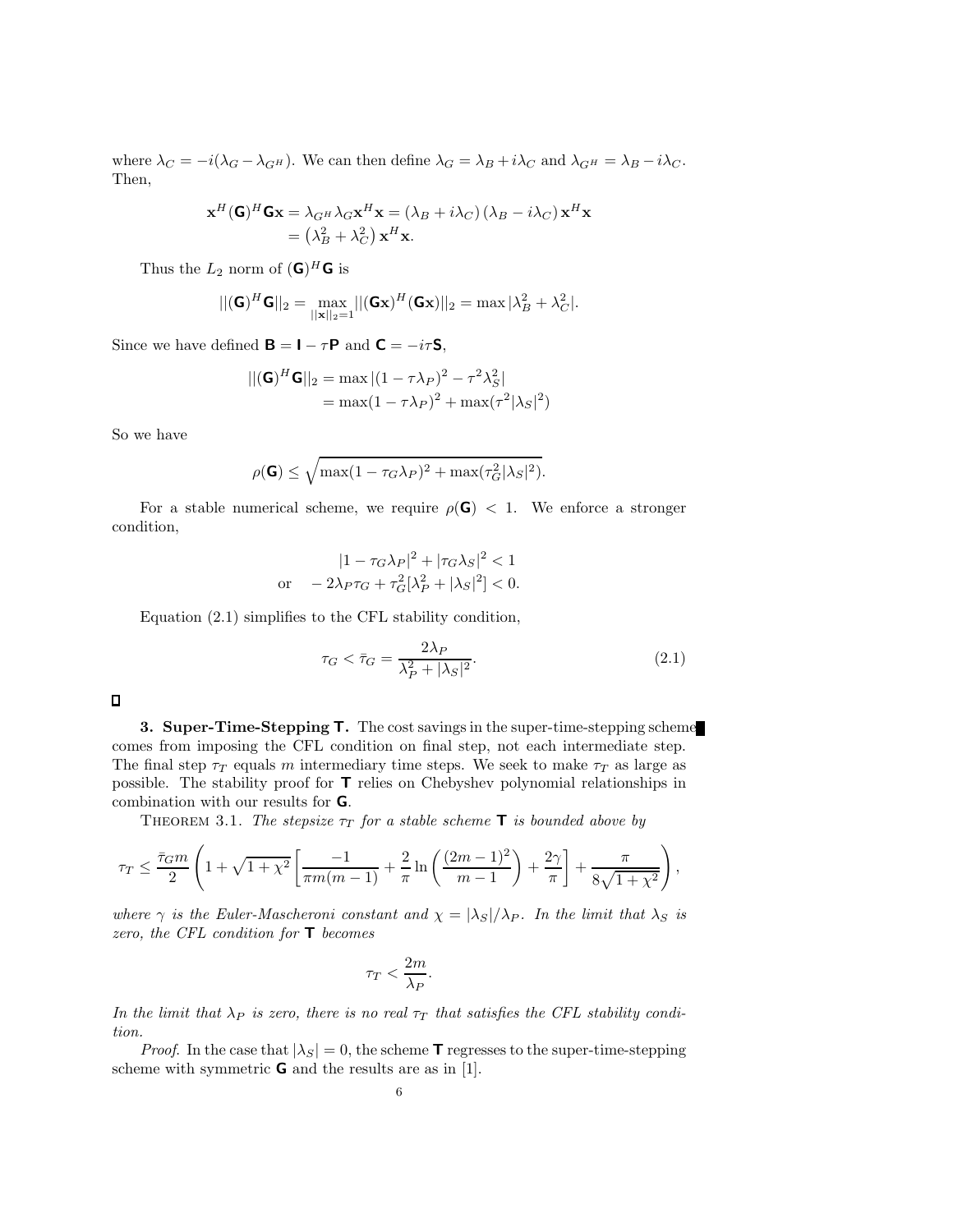where $\lambda_C = -i(\lambda_G - \lambda_{G^H})$. We can then define $\lambda_G = \lambda_B + i\lambda_C$ and $\lambda_{G^H} = \lambda_B - i\lambda_C$. Then,

$$
\begin{aligned}
\mathbf{x}^H(\mathbf{G})^H\mathbf{G}\mathbf{x} &= \lambda_{G^H}\lambda_G \mathbf{x}^H\mathbf{x} = (\lambda_B + i\lambda_C)(\lambda_B - i\lambda_C)\mathbf{x}^H\mathbf{x} \\
&= \left(\lambda_B^2 + \lambda_C^2\right)\mathbf{x}^H\mathbf{x}.
\end{aligned}
$$

Thus the $L_2$ norm of $(\mathbf{G})^H\mathbf{G}$ is

$$
||(\mathbf{G})^H\mathbf{G}||_2 = \max_{||\mathbf{x}||_2=1} ||(\mathbf{G}\mathbf{x})^H(\mathbf{G}\mathbf{x})||_2 = \max|\lambda_B^2 + \lambda_C^2|.
$$

Since we have defined $\mathbf{B} = \mathbf{I} - \tau\mathbf{P}$ and $\mathbf{C} = -i\tau\mathbf{S}$,

$$
\begin{aligned}
||(\mathbf{G})^H\mathbf{G}||_2 &= \max|(1-\tau\lambda_P)^2 - \tau^2\lambda_S^2| \\
&= \max(1-\tau\lambda_P)^2 + \max(\tau^2|\lambda_S|^2)
\end{aligned}
$$

So we have

$$
\rho(\mathbf{G}) \leq \sqrt{\max(1-\tau_G\lambda_P)^2 + \max(\tau_G^2|\lambda_S|^2)}.
$$

For a stable numerical scheme, we require $\rho(\mathbf{G}) < 1$. We enforce a stronger condition,

$$
\begin{aligned}
&|1-\tau_G\lambda_P|^2 + |\tau_G\lambda_S|^2 < 1 \\
\text{or} \quad &-2\lambda_P\tau_G + \tau_G^2[\lambda_P^2 + |\lambda_S|^2] < 0.
\end{aligned}
$$

Equation (2.1) simplifies to the CFL stability condition,

$$
\tau_G < \bar{\tau}_G = \frac{2\lambda_P}{\lambda_P^2 + |\lambda_S|^2}. \tag{2.1}
$$

□

## 3. Super-Time-Stepping $\mathbf{T}$.

The cost savings in the super-time-stepping scheme comes from imposing the CFL condition on final step, not each intermediate step. The final step $\tau_T$ equals $m$ intermediary time steps. We seek to make $\tau_T$ as large as possible. The stability proof for $\mathbf{T}$ relies on Chebyshev polynomial relationships in combination with our results for $\mathbf{G}$.

THEOREM 3.1. *The stepsize $\tau_T$ for a stable scheme $\mathbf{T}$ is bounded above by*

$$
\tau_T \leq \frac{\bar{\tau}_G m}{2}\left(1 + \sqrt{1+\chi^2}\left[\frac{-1}{\pi m(m-1)} + \frac{2}{\pi}\ln\left(\frac{(2m-1)^2}{m-1}\right) + \frac{2\gamma}{\pi}\right] + \frac{\pi}{8\sqrt{1+\chi^2}}\right),
$$

*where $\gamma$ is the Euler-Mascheroni constant and $\chi = |\lambda_S|/\lambda_P$. In the limit that $\lambda_S$ is zero, the CFL condition for $\mathbf{T}$ becomes*

$$
\tau_T < \frac{2m}{\lambda_P}.
$$

*In the limit that $\lambda_P$ is zero, there is no real $\tau_T$ that satisfies the CFL stability condition.*

*Proof.* In the case that $|\lambda_S| = 0$, the scheme $\mathbf{T}$ regresses to the super-time-stepping scheme with symmetric $\mathbf{G}$ and the results are as in [1].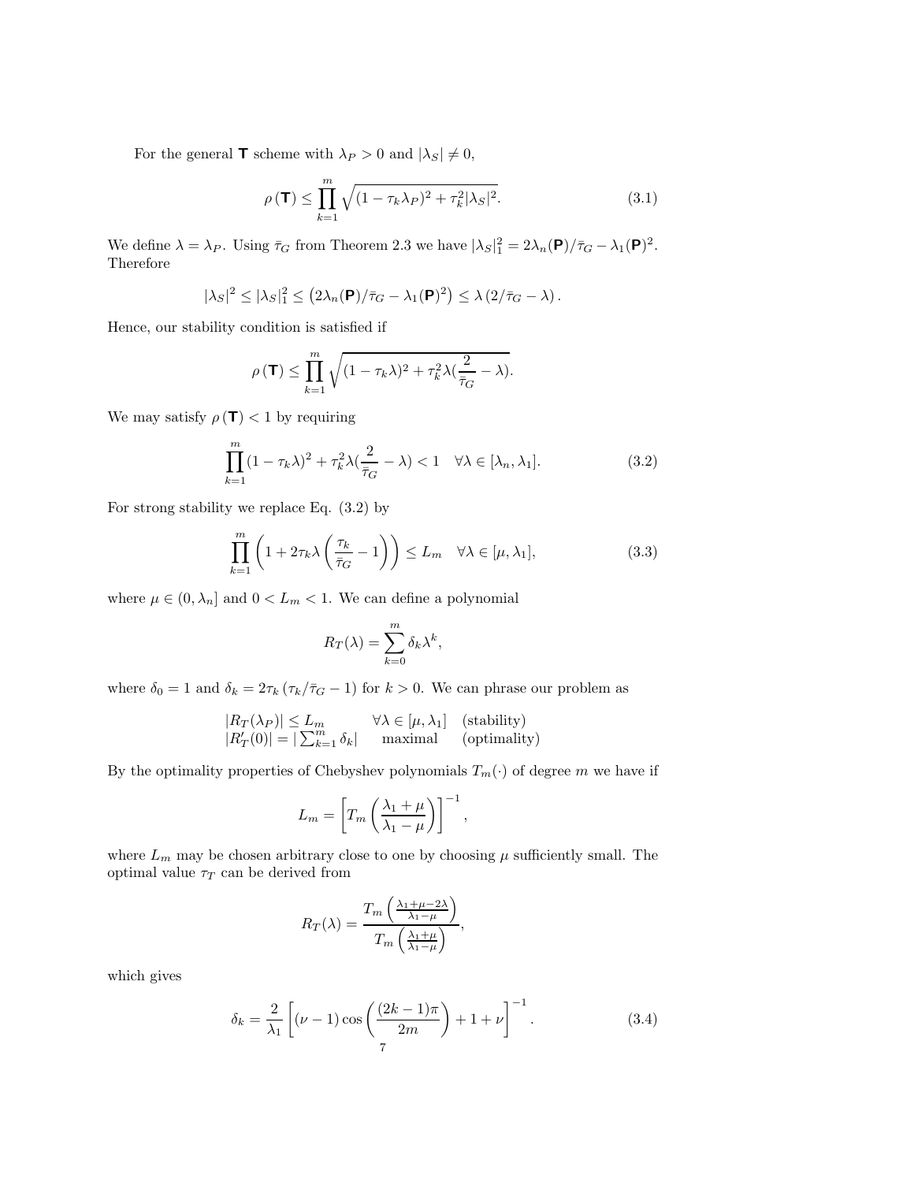For the general $\mathbf{T}$ scheme with $\lambda_P > 0$ and $|\lambda_S| \neq 0$,

$$\rho(\mathbf{T}) \leq \prod_{k=1}^{m} \sqrt{(1 - \tau_k \lambda_P)^2 + \tau_k^2 |\lambda_S|^2}. \tag{3.1}$$

We define $\lambda = \lambda_P$. Using $\bar{\tau}_G$ from Theorem 2.3 we have $|\lambda_S|_1^2 = 2\lambda_n(\mathbf{P})/\bar{\tau}_G - \lambda_1(\mathbf{P})^2$. Therefore

$$|\lambda_S|^2 \leq |\lambda_S|_1^2 \leq \left(2\lambda_n(\mathbf{P})/\bar{\tau}_G - \lambda_1(\mathbf{P})^2\right) \leq \lambda\left(2/\bar{\tau}_G - \lambda\right).$$

Hence, our stability condition is satisfied if

$$\rho(\mathbf{T}) \leq \prod_{k=1}^{m} \sqrt{(1 - \tau_k \lambda)^2 + \tau_k^2 \lambda(\frac{2}{\bar{\tau}_G} - \lambda)}.$$

We may satisfy $\rho(\mathbf{T}) < 1$ by requiring

$$\prod_{k=1}^{m} (1 - \tau_k \lambda)^2 + \tau_k^2 \lambda(\frac{2}{\bar{\tau}_G} - \lambda) < 1 \quad \forall \lambda \in [\lambda_n, \lambda_1]. \tag{3.2}$$

For strong stability we replace Eq. (3.2) by

$$\prod_{k=1}^{m} \left(1 + 2\tau_k \lambda \left(\frac{\tau_k}{\bar{\tau}_G} - 1\right)\right) \leq L_m \quad \forall \lambda \in [\mu, \lambda_1], \tag{3.3}$$

where $\mu \in (0, \lambda_n]$ and $0 < L_m < 1$. We can define a polynomial

$$R_T(\lambda) = \sum_{k=0}^{m} \delta_k \lambda^k,$$

where $\delta_0 = 1$ and $\delta_k = 2\tau_k\left(\tau_k/\bar{\tau}_G - 1\right)$ for $k > 0$. We can phrase our problem as

$$\begin{array}{lll} |R_T(\lambda_P)| \leq L_m & \forall \lambda \in [\mu, \lambda_1] & \text{(stability)} \\ |R_T'(0)| = |\sum_{k=1}^{m} \delta_k| & \text{maximal} & \text{(optimality)} \end{array}$$

By the optimality properties of Chebyshev polynomials $T_m(\cdot)$ of degree $m$ we have if

$$L_m = \left[T_m\left(\frac{\lambda_1 + \mu}{\lambda_1 - \mu}\right)\right]^{-1},$$

where $L_m$ may be chosen arbitrary close to one by choosing $\mu$ sufficiently small. The optimal value $\tau_T$ can be derived from

$$R_T(\lambda) = \frac{T_m\left(\frac{\lambda_1 + \mu - 2\lambda}{\lambda_1 - \mu}\right)}{T_m\left(\frac{\lambda_1 + \mu}{\lambda_1 - \mu}\right)},$$

which gives

$$\delta_k = \frac{2}{\lambda_1}\left[(\nu - 1)\cos\left(\frac{(2k-1)\pi}{2m}\right) + 1 + \nu\right]^{-1}. \tag{3.4}$$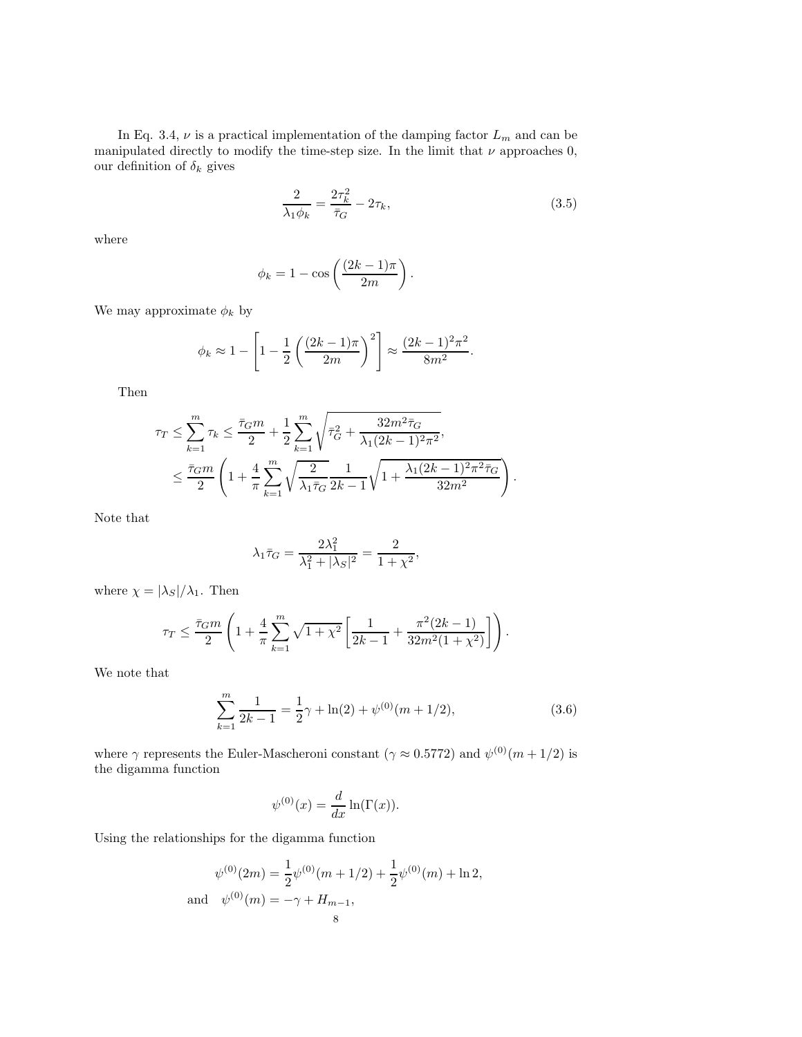In Eq. 3.4, $\nu$ is a practical implementation of the damping factor $L_m$ and can be manipulated directly to modify the time-step size. In the limit that $\nu$ approaches 0, our definition of $\delta_k$ gives

$$\frac{2}{\lambda_1 \phi_k} = \frac{2\tau_k^2}{\bar{\tau}_G} - 2\tau_k, \tag{3.5}$$

where

$$\phi_k = 1 - \cos\left(\frac{(2k-1)\pi}{2m}\right).$$

We may approximate $\phi_k$ by

$$\phi_k \approx 1 - \left[1 - \frac{1}{2}\left(\frac{(2k-1)\pi}{2m}\right)^2\right] \approx \frac{(2k-1)^2\pi^2}{8m^2}.$$

Then

$$\begin{aligned}
\tau_T \leq \sum_{k=1}^{m} \tau_k &\leq \frac{\bar{\tau}_G m}{2} + \frac{1}{2}\sum_{k=1}^{m}\sqrt{\bar{\tau}_G^2 + \frac{32m^2\bar{\tau}_G}{\lambda_1(2k-1)^2\pi^2}}, \\
&\leq \frac{\bar{\tau}_G m}{2}\left(1 + \frac{4}{\pi}\sum_{k=1}^{m}\sqrt{\frac{2}{\lambda_1\bar{\tau}_G}}\frac{1}{2k-1}\sqrt{1 + \frac{\lambda_1(2k-1)^2\pi^2\bar{\tau}_G}{32m^2}}\right).
\end{aligned}$$

Note that

$$\lambda_1\bar{\tau}_G = \frac{2\lambda_1^2}{\lambda_1^2 + |\lambda_S|^2} = \frac{2}{1+\chi^2},$$

where $\chi = |\lambda_S|/\lambda_1$. Then

$$\tau_T \leq \frac{\bar{\tau}_G m}{2}\left(1 + \frac{4}{\pi}\sum_{k=1}^{m}\sqrt{1+\chi^2}\left[\frac{1}{2k-1} + \frac{\pi^2(2k-1)}{32m^2(1+\chi^2)}\right]\right).$$

We note that

$$\sum_{k=1}^{m}\frac{1}{2k-1} = \frac{1}{2}\gamma + \ln(2) + \psi^{(0)}(m+1/2), \tag{3.6}$$

where $\gamma$ represents the Euler-Mascheroni constant ($\gamma \approx 0.5772$) and $\psi^{(0)}(m+1/2)$ is the digamma function

$$\psi^{(0)}(x) = \frac{d}{dx}\ln(\Gamma(x)).$$

Using the relationships for the digamma function

$$\begin{aligned}
\psi^{(0)}(2m) &= \frac{1}{2}\psi^{(0)}(m+1/2) + \frac{1}{2}\psi^{(0)}(m) + \ln 2, \\
\text{and} \quad \psi^{(0)}(m) &= -\gamma + H_{m-1},
\end{aligned}$$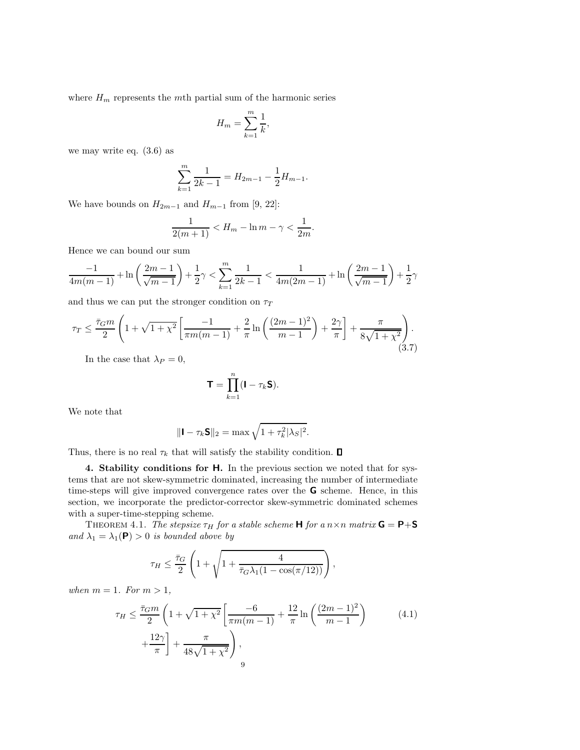where $H_m$ represents the $m$th partial sum of the harmonic series

$$H_m = \sum_{k=1}^{m} \frac{1}{k},$$

we may write eq. (3.6) as

$$\sum_{k=1}^{m} \frac{1}{2k-1} = H_{2m-1} - \frac{1}{2} H_{m-1}.$$

We have bounds on $H_{2m-1}$ and $H_{m-1}$ from [9, 22]:

$$\frac{1}{2(m+1)} < H_m - \ln m - \gamma < \frac{1}{2m}.$$

Hence we can bound our sum

$$\frac{-1}{4m(m-1)} + \ln\left(\frac{2m-1}{\sqrt{m-1}}\right) + \frac{1}{2}\gamma < \sum_{k=1}^{m} \frac{1}{2k-1} < \frac{1}{4m(2m-1)} + \ln\left(\frac{2m-1}{\sqrt{m-1}}\right) + \frac{1}{2}\gamma$$

and thus we can put the stronger condition on $\tau_T$

$$\tau_T \leq \frac{\bar{\tau}_G m}{2} \left(1 + \sqrt{1+\chi^2}\left[\frac{-1}{\pi m(m-1)} + \frac{2}{\pi}\ln\left(\frac{(2m-1)^2}{m-1}\right) + \frac{2\gamma}{\pi}\right] + \frac{\pi}{8\sqrt{1+\chi^2}}\right). \tag{3.7}$$

In the case that $\lambda_P = 0$,

$$\mathbf{T} = \prod_{k=1}^{n} (\mathbf{I} - \tau_k \mathbf{S}).$$

We note that

$$\|\mathbf{I} - \tau_k \mathbf{S}\|_2 = \max \sqrt{1 + \tau_k^2 |\lambda_S|^2}.$$

Thus, there is no real $\tau_k$ that will satisfy the stability condition. $\square$

**4. Stability conditions for H.** In the previous section we noted that for systems that are not skew-symmetric dominated, increasing the number of intermediate time-steps will give improved convergence rates over the $\mathbf{G}$ scheme. Hence, in this section, we incorporate the predictor-corrector skew-symmetric dominated schemes with a super-time-stepping scheme.

THEOREM 4.1. *The stepsize $\tau_H$ for a stable scheme $\mathbf{H}$ for a $n \times n$ matrix $\mathbf{G} = \mathbf{P} + \mathbf{S}$ and $\lambda_1 = \lambda_1(\mathbf{P}) > 0$ is bounded above by*

$$\tau_H \leq \frac{\bar{\tau}_G}{2}\left(1 + \sqrt{1 + \frac{4}{\bar{\tau}_G \lambda_1 (1 - \cos(\pi/12))}}\right),$$

*when $m = 1$. For $m > 1$,*

$$\tau_H \leq \frac{\bar{\tau}_G m}{2}\left(1 + \sqrt{1+\chi^2}\left[\frac{-6}{\pi m(m-1)} + \frac{12}{\pi}\ln\left(\frac{(2m-1)^2}{m-1}\right) + \frac{12\gamma}{\pi}\right] + \frac{\pi}{48\sqrt{1+\chi^2}}\right), \tag{4.1}$$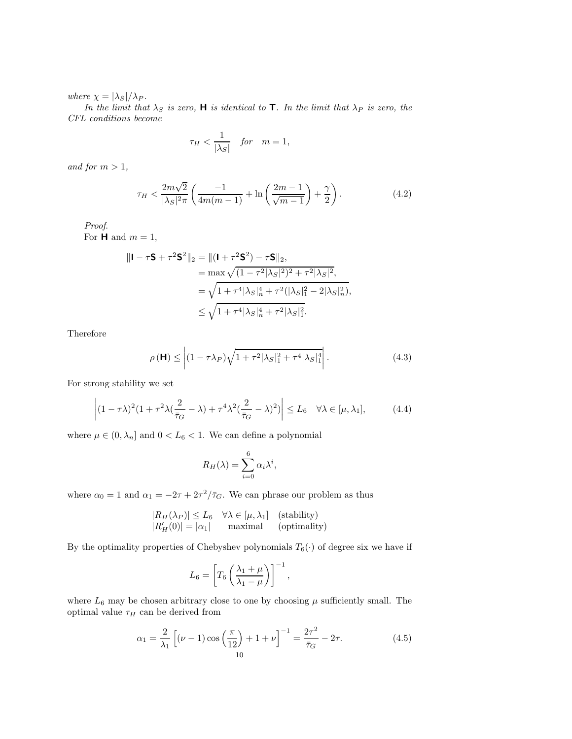*where* $\chi = |\lambda_S|/\lambda_P$.

*In the limit that* $\lambda_S$ *is zero,* $\mathbf{H}$ *is identical to* $\mathbf{T}$. *In the limit that* $\lambda_P$ *is zero, the CFL conditions become*

$$\tau_H < \frac{1}{|\lambda_S|} \quad \textit{for} \quad m = 1,$$

*and for* $m > 1$,

$$\tau_H < \frac{2m\sqrt{2}}{|\lambda_S|^2 \pi} \left( \frac{-1}{4m(m-1)} + \ln\left(\frac{2m-1}{\sqrt{m-1}}\right) + \frac{\gamma}{2} \right). \tag{4.2}$$

*Proof.*

For $\mathbf{H}$ and $m = 1$,

$$\begin{aligned}
\|\mathbf{I} - \tau\mathbf{S} + \tau^2\mathbf{S}^2\|_2 &= \|(\mathbf{I} + \tau^2\mathbf{S}^2) - \tau\mathbf{S}\|_2, \\
&= \max\sqrt{(1 - \tau^2|\lambda_S|^2)^2 + \tau^2|\lambda_S|^2}, \\
&= \sqrt{1 + \tau^4|\lambda_S|_n^4 + \tau^2(|\lambda_S|_1^2 - 2|\lambda_S|_n^2)}, \\
&\leq \sqrt{1 + \tau^4|\lambda_S|_n^4 + \tau^2|\lambda_S|_1^2}.
\end{aligned}$$

Therefore

$$\rho(\mathbf{H}) \leq \left| (1 - \tau\lambda_P)\sqrt{1 + \tau^2|\lambda_S|_1^2 + \tau^4|\lambda_S|_1^4} \right|. \tag{4.3}$$

For strong stability we set

$$\left| (1 - \tau\lambda)^2 (1 + \tau^2\lambda(\frac{2}{\bar{\tau}_G} - \lambda) + \tau^4\lambda^2(\frac{2}{\bar{\tau}_G} - \lambda)^2) \right| \leq L_6 \quad \forall\lambda \in [\mu, \lambda_1], \tag{4.4}$$

where $\mu \in (0, \lambda_n]$ and $0 < L_6 < 1$. We can define a polynomial

$$R_H(\lambda) = \sum_{i=0}^{6} \alpha_i \lambda^i,$$

where $\alpha_0 = 1$ and $\alpha_1 = -2\tau + 2\tau^2/\bar{\tau}_G$. We can phrase our problem as thus

$$\begin{array}{lll}
|R_H(\lambda_P)| \leq L_6 & \forall\lambda \in [\mu, \lambda_1] & \text{(stability)} \\
|R_H'(0)| = |\alpha_1| & \quad \text{maximal} & \text{(optimality)}
\end{array}$$

By the optimality properties of Chebyshev polynomials $T_6(\cdot)$ of degree six we have if

$$L_6 = \left[ T_6\left(\frac{\lambda_1 + \mu}{\lambda_1 - \mu}\right) \right]^{-1},$$

where $L_6$ may be chosen arbitrary close to one by choosing $\mu$ sufficiently small. The optimal value $\tau_H$ can be derived from

$$\alpha_1 = \frac{2}{\lambda_1}\left[ (\nu - 1)\cos\left(\frac{\pi}{12}\right) + 1 + \nu \right]^{-1} = \frac{2\tau^2}{\bar{\tau}_G} - 2\tau. \tag{4.5}$$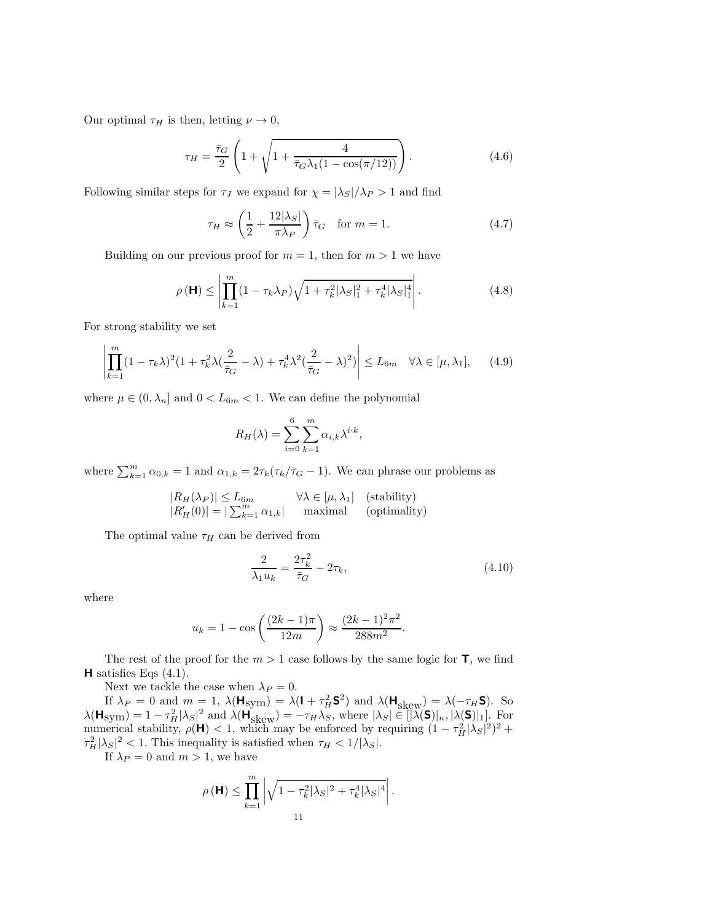Our optimal $\tau_H$ is then, letting $\nu \to 0$,

$$\tau_H = \frac{\bar{\tau}_G}{2}\left(1 + \sqrt{1 + \frac{4}{\bar{\tau}_G \lambda_1 (1 - \cos(\pi/12))}}\right). \tag{4.6}$$

Following similar steps for $\tau_J$ we expand for $\chi = |\lambda_S|/\lambda_P > 1$ and find

$$\tau_H \approx \left(\frac{1}{2} + \frac{12|\lambda_S|}{\pi \lambda_P}\right)\bar{\tau}_G \quad \text{for } m = 1. \tag{4.7}$$

Building on our previous proof for $m = 1$, then for $m > 1$ we have

$$\rho\left(\mathbf{H}\right) \leq \left|\prod_{k=1}^{m}(1 - \tau_k \lambda_P)\sqrt{1 + \tau_k^2 |\lambda_S|_1^2 + \tau_k^4 |\lambda_S|_1^4}\right|. \tag{4.8}$$

For strong stability we set

$$\left|\prod_{k=1}^{m}(1 - \tau_k \lambda)^2 (1 + \tau_k^2 \lambda(\frac{2}{\bar{\tau}_G} - \lambda) + \tau_k^4 \lambda^2 (\frac{2}{\bar{\tau}_G} - \lambda)^2)\right| \leq L_{6m} \quad \forall \lambda \in [\mu, \lambda_1], \tag{4.9}$$

where $\mu \in (0, \lambda_n]$ and $0 < L_{6m} < 1$. We can define the polynomial

$$R_H(\lambda) = \sum_{i=0}^{6}\sum_{k=1}^{m} \alpha_{i,k}\lambda^{i \cdot k},$$

where $\sum_{k=1}^{m}\alpha_{0,k} = 1$ and $\alpha_{1,k} = 2\tau_k(\tau_k/\bar{\tau}_G - 1)$. We can phrase our problems as

$$\begin{array}{lll} |R_H(\lambda_P)| \leq L_{6m} & \forall \lambda \in [\mu, \lambda_1] & \text{(stability)} \\ |R_H'(0)| = |\sum_{k=1}^{m}\alpha_{1,k}| & \text{maximal} & \text{(optimality)} \end{array}$$

The optimal value $\tau_H$ can be derived from

$$\frac{2}{\lambda_1 u_k} = \frac{2\tau_k^2}{\bar{\tau}_G} - 2\tau_k, \tag{4.10}$$

where

$$u_k = 1 - \cos\left(\frac{(2k-1)\pi}{12m}\right) \approx \frac{(2k-1)^2\pi^2}{288m^2}.$$

The rest of the proof for the $m > 1$ case follows by the same logic for $\mathbf{T}$, we find $\mathbf{H}$ satisfies Eqs (4.1).

Next we tackle the case when $\lambda_P = 0$.

If $\lambda_P = 0$ and $m = 1$, $\lambda(\mathbf{H}_{\text{sym}}) = \lambda(\mathbf{I} + \tau_H^2 \mathbf{S}^2)$ and $\lambda(\mathbf{H}_{\text{skew}}) = \lambda(-\tau_H \mathbf{S})$. So $\lambda(\mathbf{H}_{\text{sym}}) = 1 - \tau_H^2|\lambda_S|^2$ and $\lambda(\mathbf{H}_{\text{skew}}) = -\tau_H \lambda_S$, where $|\lambda_S| \in [|\lambda(\mathbf{S})|_n, |\lambda(\mathbf{S})|_1]$. For numerical stability, $\rho(\mathbf{H}) < 1$, which may be enforced by requiring $(1 - \tau_H^2|\lambda_S|^2)^2 + \tau_H^2|\lambda_S|^2 < 1$. This inequality is satisfied when $\tau_H < 1/|\lambda_S|$.

If $\lambda_P = 0$ and $m > 1$, we have

$$\rho\left(\mathbf{H}\right) \leq \prod_{k=1}^{m}\left|\sqrt{1 - \tau_k^2|\lambda_S|^2 + \tau_k^4|\lambda_S|^4}\right|.$$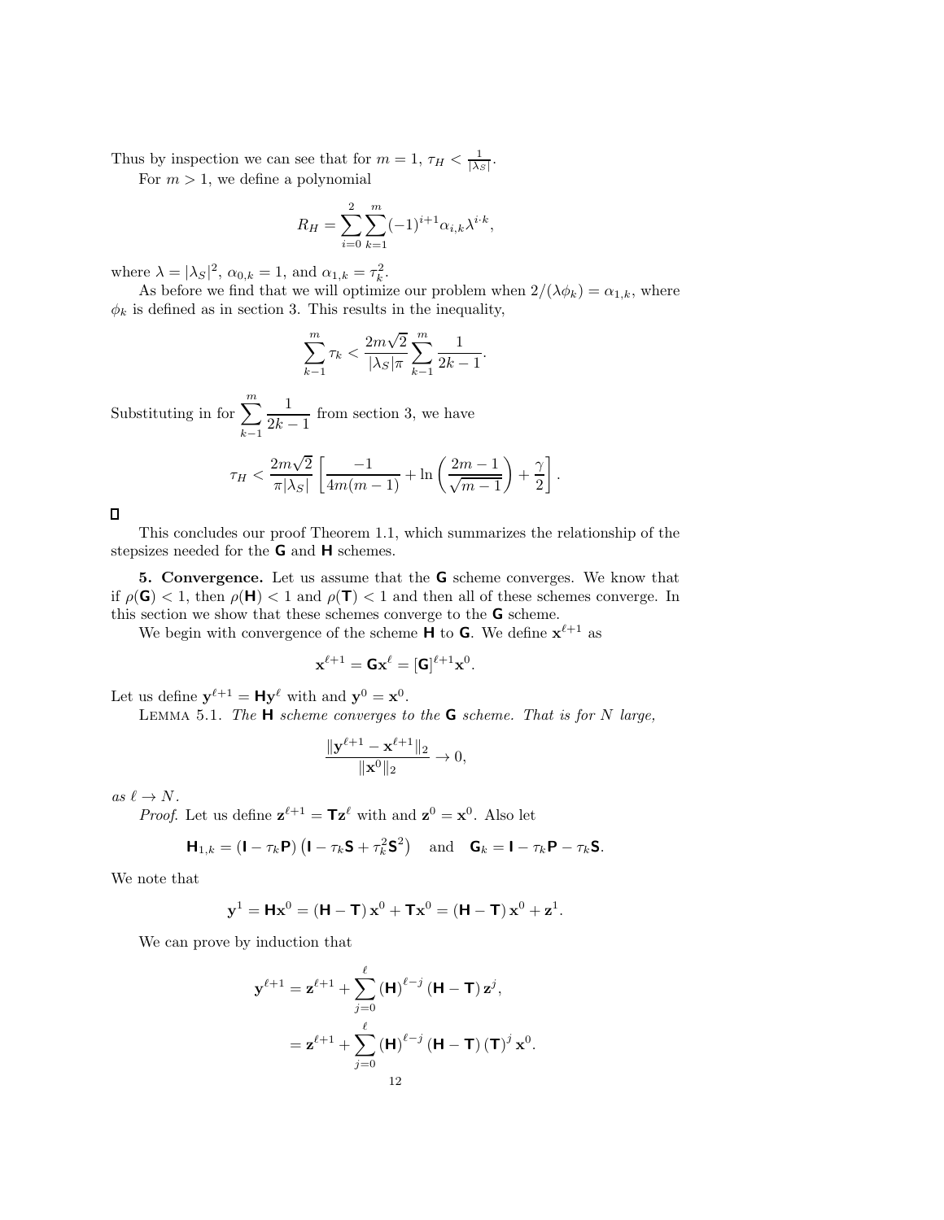Thus by inspection we can see that for $m = 1$, $\tau_H < \frac{1}{|\lambda_S|}$.

For $m > 1$, we define a polynomial

$$R_H = \sum_{i=0}^{2} \sum_{k=1}^{m} (-1)^{i+1} \alpha_{i,k} \lambda^{i \cdot k},$$

where $\lambda = |\lambda_S|^2$, $\alpha_{0,k} = 1$, and $\alpha_{1,k} = \tau_k^2$.

As before we find that we will optimize our problem when $2/(\lambda \phi_k) = \alpha_{1,k}$, where $\phi_k$ is defined as in section 3. This results in the inequality,

$$\sum_{k-1}^{m} \tau_k < \frac{2m\sqrt{2}}{|\lambda_S|\pi} \sum_{k-1}^{m} \frac{1}{2k-1}.$$

Substituting in for $\displaystyle\sum_{k-1}^{m} \frac{1}{2k-1}$ from section 3, we have

$$\tau_H < \frac{2m\sqrt{2}}{\pi |\lambda_S|} \left[ \frac{-1}{4m(m-1)} + \ln\left( \frac{2m-1}{\sqrt{m-1}} \right) + \frac{\gamma}{2} \right].$$

□

This concludes our proof Theorem 1.1, which summarizes the relationship of the stepsizes needed for the $\mathbf{G}$ and $\mathbf{H}$ schemes.

**5. Convergence.** Let us assume that the $\mathbf{G}$ scheme converges. We know that if $\rho(\mathbf{G}) < 1$, then $\rho(\mathbf{H}) < 1$ and $\rho(\mathbf{T}) < 1$ and then all of these schemes converge. In this section we show that these schemes converge to the $\mathbf{G}$ scheme.

We begin with convergence of the scheme $\mathbf{H}$ to $\mathbf{G}$. We define $\mathbf{x}^{\ell+1}$ as

$$\mathbf{x}^{\ell+1} = \mathbf{G}\mathbf{x}^{\ell} = [\mathbf{G}]^{\ell+1}\mathbf{x}^0.$$

Let us define $\mathbf{y}^{\ell+1} = \mathbf{H}\mathbf{y}^{\ell}$ with and $\mathbf{y}^0 = \mathbf{x}^0$.

Lemma 5.1. *The $\mathbf{H}$ scheme converges to the $\mathbf{G}$ scheme. That is for $N$ large,*

$$\frac{\|\mathbf{y}^{\ell+1} - \mathbf{x}^{\ell+1}\|_2}{\|\mathbf{x}^0\|_2} \to 0,$$

*as $\ell \to N$.*

*Proof.* Let us define $\mathbf{z}^{\ell+1} = \mathbf{T}\mathbf{z}^{\ell}$ with and $\mathbf{z}^0 = \mathbf{x}^0$. Also let

$$\mathbf{H}_{1,k} = (\mathbf{I} - \tau_k \mathbf{P})\left(\mathbf{I} - \tau_k \mathbf{S} + \tau_k^2 \mathbf{S}^2\right) \quad \text{and} \quad \mathbf{G}_k = \mathbf{I} - \tau_k \mathbf{P} - \tau_k \mathbf{S}.$$

We note that

$$\mathbf{y}^1 = \mathbf{H}\mathbf{x}^0 = (\mathbf{H} - \mathbf{T})\,\mathbf{x}^0 + \mathbf{T}\mathbf{x}^0 = (\mathbf{H} - \mathbf{T})\,\mathbf{x}^0 + \mathbf{z}^1.$$

We can prove by induction that

$$\begin{aligned}
\mathbf{y}^{\ell+1} &= \mathbf{z}^{\ell+1} + \sum_{j=0}^{\ell} (\mathbf{H})^{\ell-j} (\mathbf{H} - \mathbf{T})\,\mathbf{z}^j, \\
&= \mathbf{z}^{\ell+1} + \sum_{j=0}^{\ell} (\mathbf{H})^{\ell-j} (\mathbf{H} - \mathbf{T})\,(\mathbf{T})^j\,\mathbf{x}^0.
\end{aligned}$$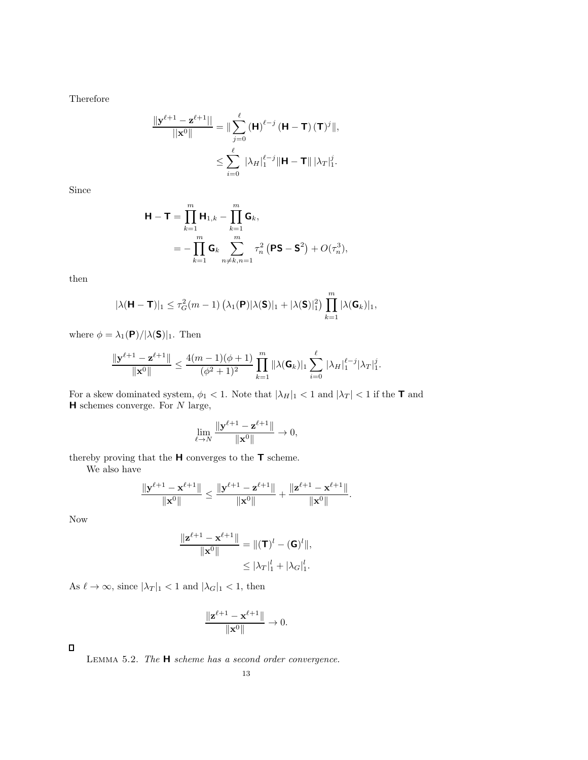Therefore

$$
\begin{aligned}
\frac{\|\mathbf{y}^{\ell+1} - \mathbf{z}^{\ell+1}||}{||\mathbf{x}^0\|} &= \| \sum_{j=0}^{\ell} (\mathbf{H})^{\ell-j} (\mathbf{H} - \mathbf{T}) (\mathbf{T})^j \|, \\
&\leq \sum_{i=0}^{\ell} |\lambda_H|_1^{\ell-j} \|\mathbf{H} - \mathbf{T}\| \, |\lambda_T|_1^j.
\end{aligned}
$$

Since

$$
\begin{aligned}
\mathbf{H} - \mathbf{T} &= \prod_{k=1}^{m} \mathbf{H}_{1,k} - \prod_{k=1}^{m} \mathbf{G}_k, \\
&= -\prod_{k=1}^{m} \mathbf{G}_k \sum_{n \neq k, n=1}^{m} \tau_n^2 \left( \mathbf{PS} - \mathbf{S}^2 \right) + O(\tau_n^3),
\end{aligned}
$$

then

$$
|\lambda(\mathbf{H} - \mathbf{T})|_1 \leq \tau_G^2 (m-1) \left( \lambda_1(\mathbf{P}) |\lambda(\mathbf{S})|_1 + |\lambda(\mathbf{S})|_1^2 \right) \prod_{k=1}^{m} |\lambda(\mathbf{G}_k)|_1,
$$

where $\phi = \lambda_1(\mathbf{P})/|\lambda(\mathbf{S})|_1$. Then

$$
\frac{\|\mathbf{y}^{\ell+1} - \mathbf{z}^{\ell+1}\|}{\|\mathbf{x}^0\|} \leq \frac{4(m-1)(\phi+1)}{(\phi^2+1)^2} \prod_{k=1}^{m} \|\lambda(\mathbf{G}_k)|_1 \sum_{i=0}^{\ell} |\lambda_H|_1^{\ell-j} |\lambda_T|_1^j.
$$

For a skew dominated system, $\phi_1 < 1$. Note that $|\lambda_H|_1 < 1$ and $|\lambda_T| < 1$ if the $\mathbf{T}$ and $\mathbf{H}$ schemes converge. For $N$ large,

$$
\lim_{\ell \to N} \frac{\|\mathbf{y}^{\ell+1} - \mathbf{z}^{\ell+1}\|}{\|\mathbf{x}^0\|} \to 0,
$$

thereby proving that the $\mathbf{H}$ converges to the $\mathbf{T}$ scheme.

We also have

$$
\frac{\|\mathbf{y}^{\ell+1} - \mathbf{x}^{\ell+1}\|}{\|\mathbf{x}^0\|} \leq \frac{\|\mathbf{y}^{\ell+1} - \mathbf{z}^{\ell+1}\|}{\|\mathbf{x}^0\|} + \frac{\|\mathbf{z}^{\ell+1} - \mathbf{x}^{\ell+1}\|}{\|\mathbf{x}^0\|}.
$$

Now

$$
\begin{aligned}
\frac{\|\mathbf{z}^{\ell+1} - \mathbf{x}^{\ell+1}\|}{\|\mathbf{x}^0\|} &= \|(\mathbf{T})^l - (\mathbf{G})^l\|, \\
&\leq |\lambda_T|_1^l + |\lambda_G|_1^l.
\end{aligned}
$$

As $\ell \to \infty$, since $|\lambda_T|_1 < 1$ and $|\lambda_G|_1 < 1$, then

$$
\frac{\|\mathbf{z}^{\ell+1} - \mathbf{x}^{\ell+1}\|}{\|\mathbf{x}^0\|} \to 0.
$$

□

Lemma 5.2. *The* $\mathbf{H}$ *scheme has a second order convergence.*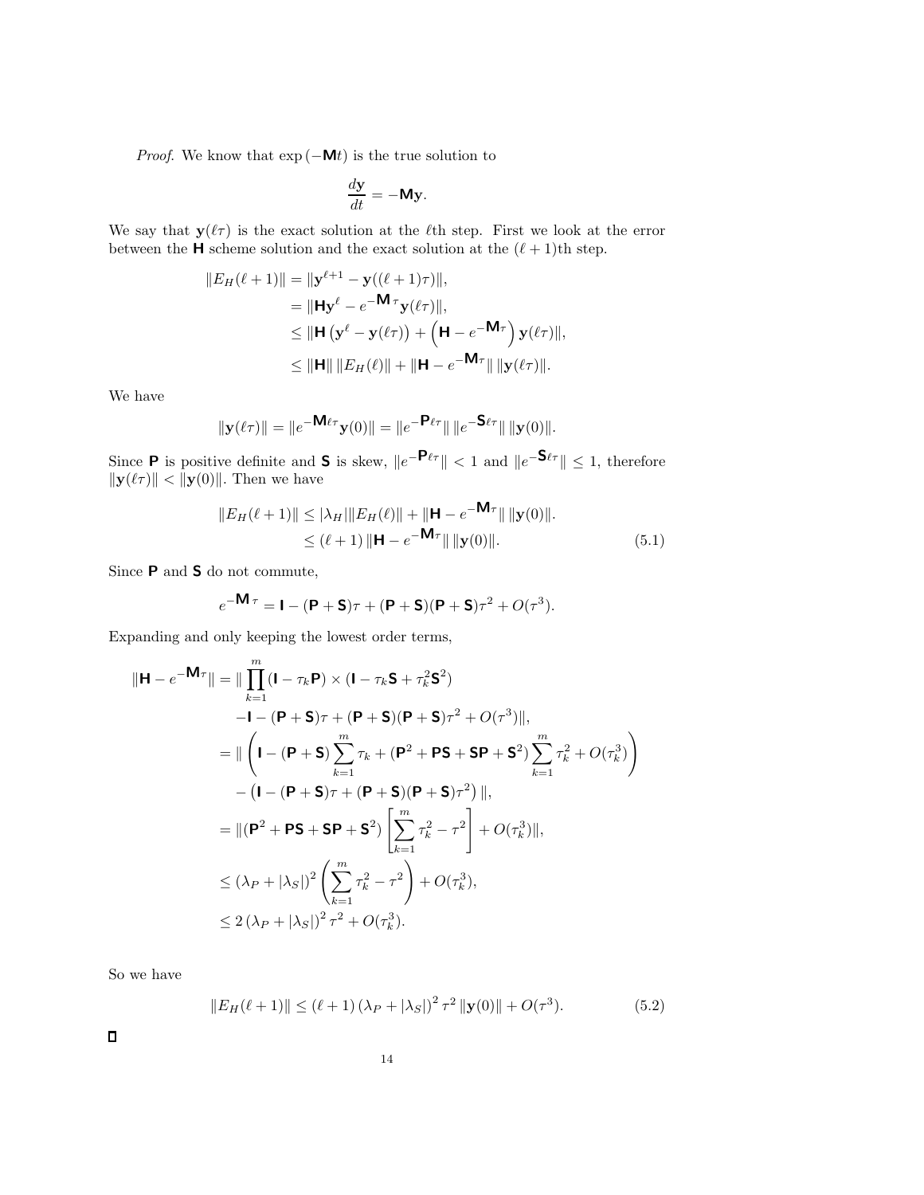*Proof.* We know that $\exp(-\mathbf{M}t)$ is the true solution to

$$\frac{d\mathbf{y}}{dt} = -\mathbf{M}\mathbf{y}.$$

We say that $\mathbf{y}(\ell\tau)$ is the exact solution at the $\ell$th step. First we look at the error between the $\mathbf{H}$ scheme solution and the exact solution at the $(\ell+1)$th step.

$$\begin{aligned}
\|E_H(\ell+1)\| &= \|\mathbf{y}^{\ell+1} - \mathbf{y}((\ell+1)\tau)\|, \\
&= \|\mathbf{H}\mathbf{y}^{\ell} - e^{-\mathbf{M}\tau}\mathbf{y}(\ell\tau)\|, \\
&\leq \|\mathbf{H}\left(\mathbf{y}^{\ell} - \mathbf{y}(\ell\tau)\right) + \left(\mathbf{H} - e^{-\mathbf{M}\tau}\right)\mathbf{y}(\ell\tau)\|, \\
&\leq \|\mathbf{H}\| \, \|E_H(\ell)\| + \|\mathbf{H} - e^{-\mathbf{M}\tau}\| \, \|\mathbf{y}(\ell\tau)\|.
\end{aligned}$$

We have

$$\|\mathbf{y}(\ell\tau)\| = \|e^{-\mathbf{M}\ell\tau}\mathbf{y}(0)\| = \|e^{-\mathbf{P}\ell\tau}\| \, \|e^{-\mathbf{S}\ell\tau}\| \, \|\mathbf{y}(0)\|.$$

Since $\mathbf{P}$ is positive definite and $\mathbf{S}$ is skew, $\|e^{-\mathbf{P}\ell\tau}\| < 1$ and $\|e^{-\mathbf{S}\ell\tau}\| \leq 1$, therefore $\|\mathbf{y}(\ell\tau)\| < \|\mathbf{y}(0)\|$. Then we have

$$\begin{aligned}
\|E_H(\ell+1)\| &\leq |\lambda_H| \|E_H(\ell)\| + \|\mathbf{H} - e^{-\mathbf{M}\tau}\| \, \|\mathbf{y}(0)\|. \\
&\leq (\ell+1) \, \|\mathbf{H} - e^{-\mathbf{M}\tau}\| \, \|\mathbf{y}(0)\|. \qquad (5.1)
\end{aligned}$$

Since $\mathbf{P}$ and $\mathbf{S}$ do not commute,

$$e^{-\mathbf{M}\tau} = \mathbf{I} - (\mathbf{P}+\mathbf{S})\tau + (\mathbf{P}+\mathbf{S})(\mathbf{P}+\mathbf{S})\tau^2 + O(\tau^3).$$

Expanding and only keeping the lowest order terms,

$$\begin{aligned}
\|\mathbf{H} - e^{-\mathbf{M}\tau}\| &= \| \prod_{k=1}^{m} (\mathbf{I} - \tau_k\mathbf{P}) \times (\mathbf{I} - \tau_k\mathbf{S} + \tau_k^2\mathbf{S}^2) \\
&\quad - \mathbf{I} - (\mathbf{P}+\mathbf{S})\tau + (\mathbf{P}+\mathbf{S})(\mathbf{P}+\mathbf{S})\tau^2 + O(\tau^3)\|, \\
&= \| \left( \mathbf{I} - (\mathbf{P}+\mathbf{S}) \sum_{k=1}^{m} \tau_k + (\mathbf{P}^2 + \mathbf{PS} + \mathbf{SP} + \mathbf{S}^2) \sum_{k=1}^{m} \tau_k^2 + O(\tau_k^3) \right) \\
&\quad - \left(\mathbf{I} - (\mathbf{P}+\mathbf{S})\tau + (\mathbf{P}+\mathbf{S})(\mathbf{P}+\mathbf{S})\tau^2\right) \|, \\
&= \|(\mathbf{P}^2 + \mathbf{PS} + \mathbf{SP} + \mathbf{S}^2) \left[ \sum_{k=1}^{m} \tau_k^2 - \tau^2 \right] + O(\tau_k^3)\|, \\
&\leq (\lambda_P + |\lambda_S|)^2 \left( \sum_{k=1}^{m} \tau_k^2 - \tau^2 \right) + O(\tau_k^3), \\
&\leq 2\left(\lambda_P + |\lambda_S|\right)^2 \tau^2 + O(\tau_k^3).
\end{aligned}$$

So we have

$$\|E_H(\ell+1)\| \leq (\ell+1)\left(\lambda_P + |\lambda_S|\right)^2 \tau^2 \, \|\mathbf{y}(0)\| + O(\tau^3). \qquad (5.2)$$

□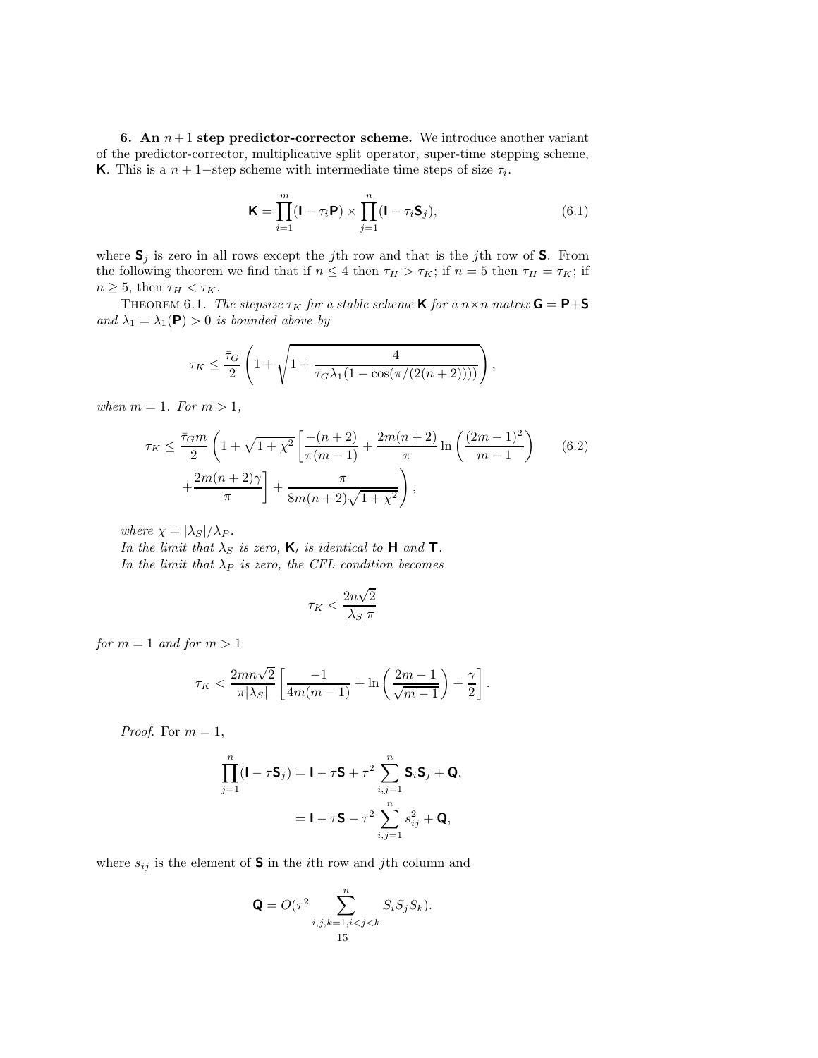**6. An $n+1$ step predictor-corrector scheme.** We introduce another variant of the predictor-corrector, multiplicative split operator, super-time stepping scheme, $\mathbf{K}$. This is a $n+1-$step scheme with intermediate time steps of size $\tau_i$.

$$\mathbf{K} = \prod_{i=1}^{m}(\mathbf{I} - \tau_i \mathbf{P}) \times \prod_{j=1}^{n}(\mathbf{I} - \tau_i \mathbf{S}_j), \tag{6.1}$$

where $\mathbf{S}_j$ is zero in all rows except the $j$th row and that is the $j$th row of $\mathbf{S}$. From the following theorem we find that if $n \leq 4$ then $\tau_H > \tau_K$; if $n = 5$ then $\tau_H = \tau_K$; if $n \geq 5$, then $\tau_H < \tau_K$.

THEOREM 6.1. *The stepsize $\tau_K$ for a stable scheme $\mathbf{K}$ for a $n \times n$ matrix $\mathbf{G} = \mathbf{P} + \mathbf{S}$ and $\lambda_1 = \lambda_1(\mathbf{P}) > 0$ is bounded above by*

$$\tau_K \leq \frac{\bar{\tau}_G}{2}\left(1 + \sqrt{1 + \frac{4}{\bar{\tau}_G \lambda_1 (1 - \cos(\pi/(2(n+2))))}}\right),$$

*when $m = 1$. For $m > 1$,*

$$\begin{aligned}\tau_K \leq \frac{\bar{\tau}_G m}{2}\Bigg(1 + \sqrt{1+\chi^2}\left[\frac{-(n+2)}{\pi(m-1)} + \frac{2m(n+2)}{\pi}\ln\left(\frac{(2m-1)^2}{m-1}\right)\right. \\ \left. + \frac{2m(n+2)\gamma}{\pi}\right] + \frac{\pi}{8m(n+2)\sqrt{1+\chi^2}}\Bigg),\end{aligned} \tag{6.2}$$

*where $\chi = |\lambda_S|/\lambda_P$.*
*In the limit that $\lambda_S$ is zero, $\mathbf{K}$, is identical to $\mathbf{H}$ and $\mathbf{T}$.*
*In the limit that $\lambda_P$ is zero, the CFL condition becomes*

$$\tau_K < \frac{2n\sqrt{2}}{|\lambda_S|\pi}$$

*for $m = 1$ and for $m > 1$*

$$\tau_K < \frac{2mn\sqrt{2}}{\pi|\lambda_S|}\left[\frac{-1}{4m(m-1)} + \ln\left(\frac{2m-1}{\sqrt{m-1}}\right) + \frac{\gamma}{2}\right].$$

*Proof.* For $m = 1$,

$$\begin{aligned}\prod_{j=1}^{n}(\mathbf{I} - \tau \mathbf{S}_j) &= \mathbf{I} - \tau \mathbf{S} + \tau^2 \sum_{i,j=1}^{n} \mathbf{S}_i \mathbf{S}_j + \mathbf{Q}, \\ &= \mathbf{I} - \tau \mathbf{S} - \tau^2 \sum_{i,j=1}^{n} s_{ij}^2 + \mathbf{Q},\end{aligned}$$

where $s_{ij}$ is the element of $\mathbf{S}$ in the $i$th row and $j$th column and

$$\mathbf{Q} = O(\tau^2 \sum_{i,j,k=1, i<j<k}^{n} S_i S_j S_k).$$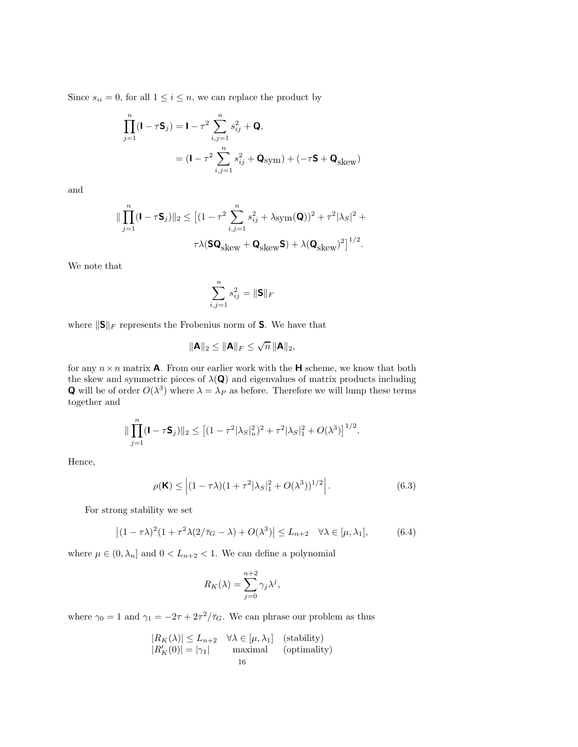Since $s_{ii} = 0$, for all $1 \leq i \leq n$, we can replace the product by

$$
\begin{aligned}
\prod_{j=1}^{n} (\mathbf{I} - \tau \mathbf{S}_j) &= \mathbf{I} - \tau^2 \sum_{i,j=1}^{n} s_{ij}^2 + \mathbf{Q}, \\
&= (\mathbf{I} - \tau^2 \sum_{i,j=1}^{n} s_{ij}^2 + \mathbf{Q}_{\text{sym}}) + (-\tau \mathbf{S} + \mathbf{Q}_{\text{skew}})
\end{aligned}
$$

and

$$
\| \prod_{j=1}^{n} (\mathbf{I} - \tau \mathbf{S}_j) \|_2 \leq \big[ (1 - \tau^2 \sum_{i,j=1}^{n} s_{ij}^2 + \lambda_{\text{sym}}(\mathbf{Q}))^2 + \tau^2 |\lambda_S|^2 + \tau \lambda(\mathbf{S}\mathbf{Q}_{\text{skew}} + \mathbf{Q}_{\text{skew}} \mathbf{S}) + \lambda(\mathbf{Q}_{\text{skew}})^2 \big]^{1/2}.
$$

We note that

$$
\sum_{i,j=1}^{n} s_{ij}^2 = \|\mathbf{S}\|_F
$$

where $\|\mathbf{S}\|_F$ represents the Frobenius norm of $\mathbf{S}$. We have that

$$
\|\mathbf{A}\|_2 \leq \|\mathbf{A}\|_F \leq \sqrt{n} \, \|\mathbf{A}\|_2,
$$

for any $n \times n$ matrix $\mathbf{A}$. From our earlier work with the $\mathbf{H}$ scheme, we know that both the skew and symmetric pieces of $\lambda(\mathbf{Q})$ and eigenvalues of matrix products including $\mathbf{Q}$ will be of order $O(\lambda^3)$ where $\lambda = \lambda_P$ as before. Therefore we will lump these terms together and

$$
\| \prod_{j=1}^{n} (\mathbf{I} - \tau \mathbf{S}_j) \|_2 \leq \big[ (1 - \tau^2 |\lambda_S|_n^2)^2 + \tau^2 |\lambda_S|_1^2 + O(\lambda^3) \big]^{1/2}.
$$

Hence,

$$
\rho(\mathbf{K}) \leq \left| (1 - \tau \lambda)(1 + \tau^2 |\lambda_S|_1^2 + O(\lambda^3))^{1/2} \right|. \tag{6.3}
$$

For strong stability we set

$$
\left| (1 - \tau \lambda)^2 (1 + \tau^2 \lambda (2/\bar{\tau}_G - \lambda) + O(\lambda^3) \right| \leq L_{n+2} \quad \forall \lambda \in [\mu, \lambda_1], \tag{6.4}
$$

where $\mu \in (0, \lambda_n]$ and $0 < L_{n+2} < 1$. We can define a polynomial

$$
R_K(\lambda) = \sum_{j=0}^{n+2} \gamma_j \lambda^j,
$$

where $\gamma_0 = 1$ and $\gamma_1 = -2\tau + 2\tau^2/\bar{\tau}_G$. We can phrase our problem as thus

$$
\begin{array}{lll}
|R_K(\lambda)| \leq L_{n+2} & \forall \lambda \in [\mu, \lambda_1] & \text{(stability)} \\
|R_K'(0)| = |\gamma_1| & \text{maximal} & \text{(optimality)}
\end{array}
$$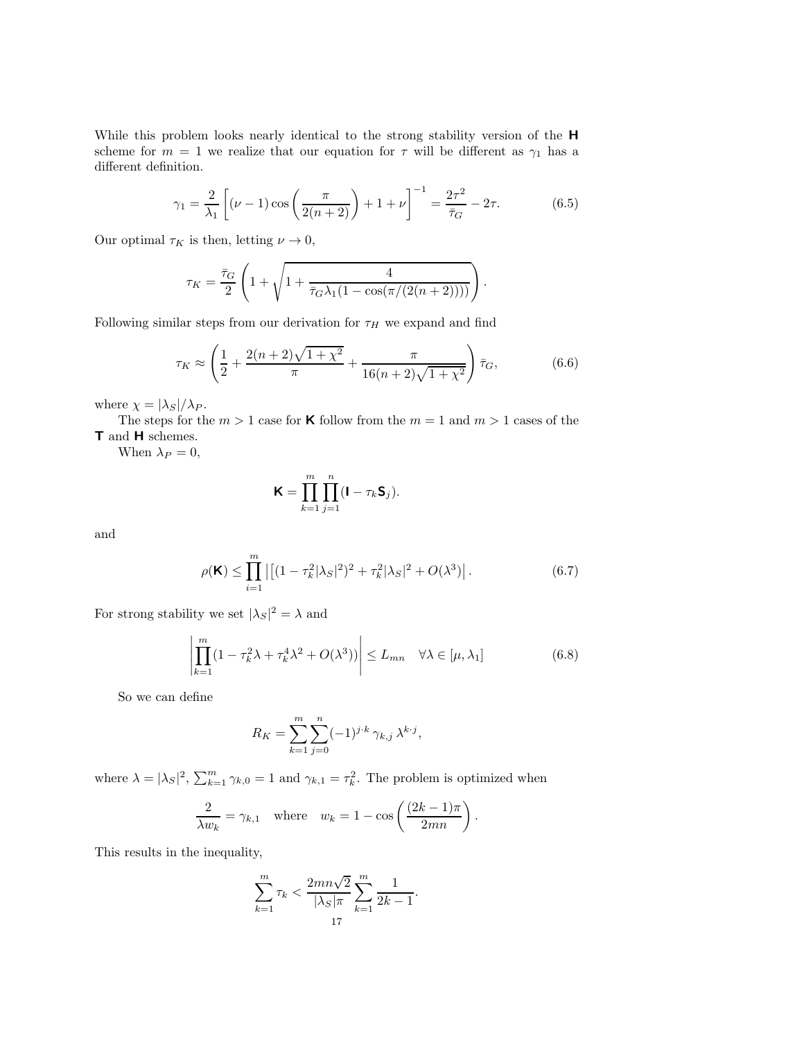While this problem looks nearly identical to the strong stability version of the $\mathbf{H}$ scheme for $m = 1$ we realize that our equation for $\tau$ will be different as $\gamma_1$ has a different definition.

$$\gamma_1 = \frac{2}{\lambda_1}\left[(\nu - 1)\cos\left(\frac{\pi}{2(n+2)}\right) + 1 + \nu\right]^{-1} = \frac{2\tau^2}{\bar{\tau}_G} - 2\tau. \tag{6.5}$$

Our optimal $\tau_K$ is then, letting $\nu \to 0$,

$$\tau_K = \frac{\bar{\tau}_G}{2}\left(1 + \sqrt{1 + \frac{4}{\bar{\tau}_G \lambda_1 (1 - \cos(\pi/(2(n+2))))}}\right).$$

Following similar steps from our derivation for $\tau_H$ we expand and find

$$\tau_K \approx \left(\frac{1}{2} + \frac{2(n+2)\sqrt{1+\chi^2}}{\pi} + \frac{\pi}{16(n+2)\sqrt{1+\chi^2}}\right)\bar{\tau}_G, \tag{6.6}$$

where $\chi = |\lambda_S|/\lambda_P$.

The steps for the $m > 1$ case for $\mathbf{K}$ follow from the $m = 1$ and $m > 1$ cases of the $\mathbf{T}$ and $\mathbf{H}$ schemes.

When $\lambda_P = 0$,

$$\mathbf{K} = \prod_{k=1}^{m}\prod_{j=1}^{n}(\mathbf{I} - \tau_k \mathbf{S}_j).$$

and

$$\rho(\mathbf{K}) \le \prod_{i=1}^{m}\left|\left[(1 - \tau_k^2|\lambda_S|^2)^2 + \tau_k^2|\lambda_S|^2 + O(\lambda^3)\right|\right.. \tag{6.7}$$

For strong stability we set $|\lambda_S|^2 = \lambda$ and

$$\left|\prod_{k=1}^{m}(1 - \tau_k^2\lambda + \tau_k^4\lambda^2 + O(\lambda^3))\right| \le L_{mn} \quad \forall \lambda \in [\mu, \lambda_1] \tag{6.8}$$

So we can define

$$R_K = \sum_{k=1}^{m}\sum_{j=0}^{n}(-1)^{j\cdot k}\,\gamma_{k,j}\,\lambda^{k\cdot j},$$

where $\lambda = |\lambda_S|^2$, $\sum_{k=1}^{m}\gamma_{k,0} = 1$ and $\gamma_{k,1} = \tau_k^2$. The problem is optimized when

$$\frac{2}{\lambda w_k} = \gamma_{k,1} \quad \text{where} \quad w_k = 1 - \cos\left(\frac{(2k-1)\pi}{2mn}\right).$$

This results in the inequality,

$$\sum_{k=1}^{m}\tau_k < \frac{2mn\sqrt{2}}{|\lambda_S|\pi}\sum_{k=1}^{m}\frac{1}{2k-1}.$$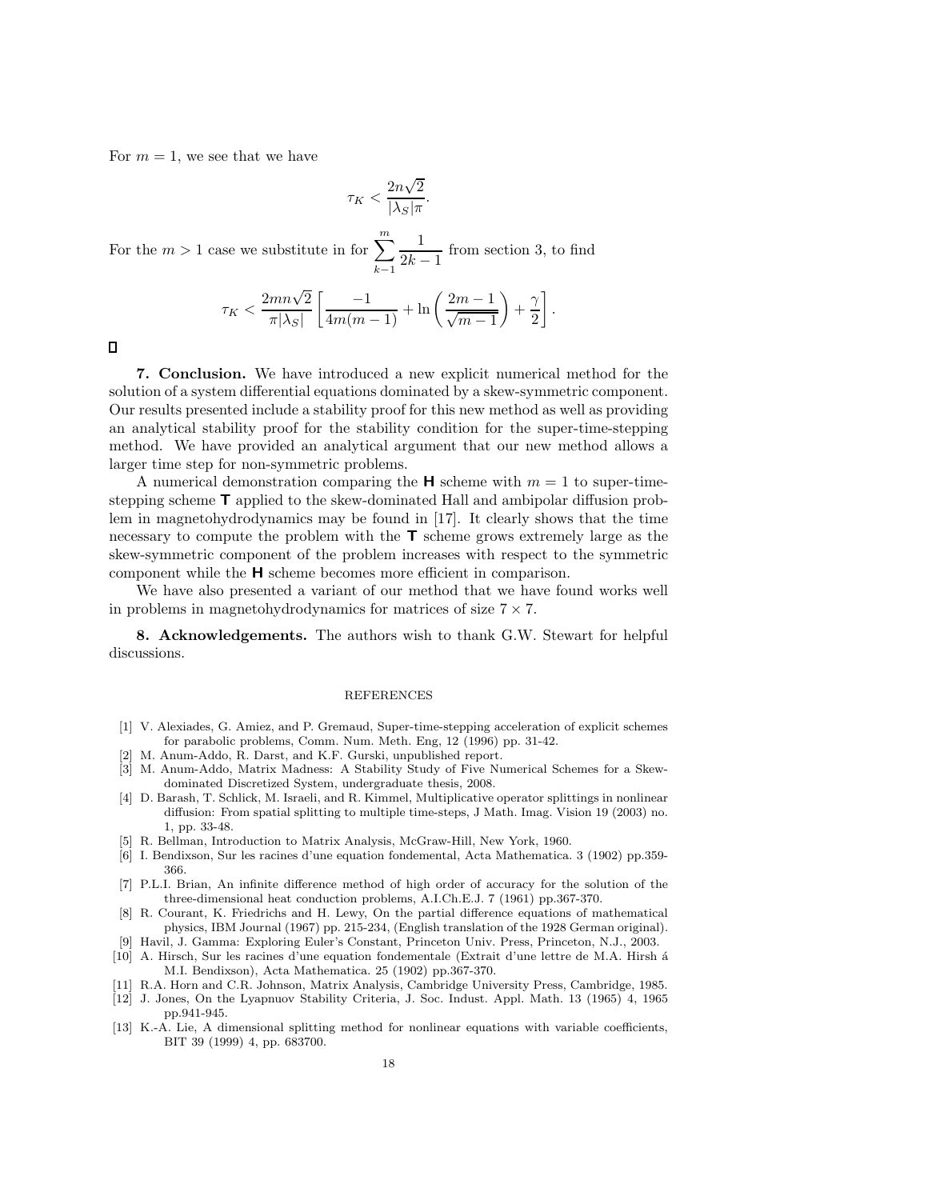For $m = 1$, we see that we have

$$\tau_K < \frac{2n\sqrt{2}}{|\lambda_S|\pi}.$$

For the $m > 1$ case we substitute in for $\sum_{k-1}^{m} \frac{1}{2k-1}$ from section 3, to find

$$\tau_K < \frac{2mn\sqrt{2}}{\pi|\lambda_S|}\left[\frac{-1}{4m(m-1)} + \ln\left(\frac{2m-1}{\sqrt{m-1}}\right) + \frac{\gamma}{2}\right].$$

□

**7. Conclusion.** We have introduced a new explicit numerical method for the solution of a system differential equations dominated by a skew-symmetric component. Our results presented include a stability proof for this new method as well as providing an analytical stability proof for the stability condition for the super-time-stepping method. We have provided an analytical argument that our new method allows a larger time step for non-symmetric problems.

A numerical demonstration comparing the **H** scheme with $m = 1$ to super-time-stepping scheme **T** applied to the skew-dominated Hall and ambipolar diffusion problem in magnetohydrodynamics may be found in [17]. It clearly shows that the time necessary to compute the problem with the **T** scheme grows extremely large as the skew-symmetric component of the problem increases with respect to the symmetric component while the **H** scheme becomes more efficient in comparison.

We have also presented a variant of our method that we have found works well in problems in magnetohydrodynamics for matrices of size $7 \times 7$.

**8. Acknowledgements.** The authors wish to thank G.W. Stewart for helpful discussions.

## REFERENCES

[1] V. Alexiades, G. Amiez, and P. Gremaud, Super-time-stepping acceleration of explicit schemes for parabolic problems, Comm. Num. Meth. Eng, 12 (1996) pp. 31-42.

[2] M. Anum-Addo, R. Darst, and K.F. Gurski, unpublished report.

[3] M. Anum-Addo, Matrix Madness: A Stability Study of Five Numerical Schemes for a Skew-dominated Discretized System, undergraduate thesis, 2008.

[4] D. Barash, T. Schlick, M. Israeli, and R. Kimmel, Multiplicative operator splittings in nonlinear diffusion: From spatial splitting to multiple time-steps, J Math. Imag. Vision 19 (2003) no. 1, pp. 33-48.

[5] R. Bellman, Introduction to Matrix Analysis, McGraw-Hill, New York, 1960.

[6] I. Bendixson, Sur les racines d'une equation fondemental, Acta Mathematica. 3 (1902) pp.359-366.

[7] P.L.I. Brian, An infinite difference method of high order of accuracy for the solution of the three-dimensional heat conduction problems, A.I.Ch.E.J. 7 (1961) pp.367-370.

[8] R. Courant, K. Friedrichs and H. Lewy, On the partial difference equations of mathematical physics, IBM Journal (1967) pp. 215-234, (English translation of the 1928 German original).

[9] Havil, J. Gamma: Exploring Euler's Constant, Princeton Univ. Press, Princeton, N.J., 2003.

[10] A. Hirsch, Sur les racines d'une equation fondementale (Extrait d'une lettre de M.A. Hirsh á M.I. Bendixson), Acta Mathematica. 25 (1902) pp.367-370.

[11] R.A. Horn and C.R. Johnson, Matrix Analysis, Cambridge University Press, Cambridge, 1985.

[12] J. Jones, On the Lyapnuov Stability Criteria, J. Soc. Indust. Appl. Math. 13 (1965) 4, 1965 pp.941-945.

[13] K.-A. Lie, A dimensional splitting method for nonlinear equations with variable coefficients, BIT 39 (1999) 4, pp. 683700.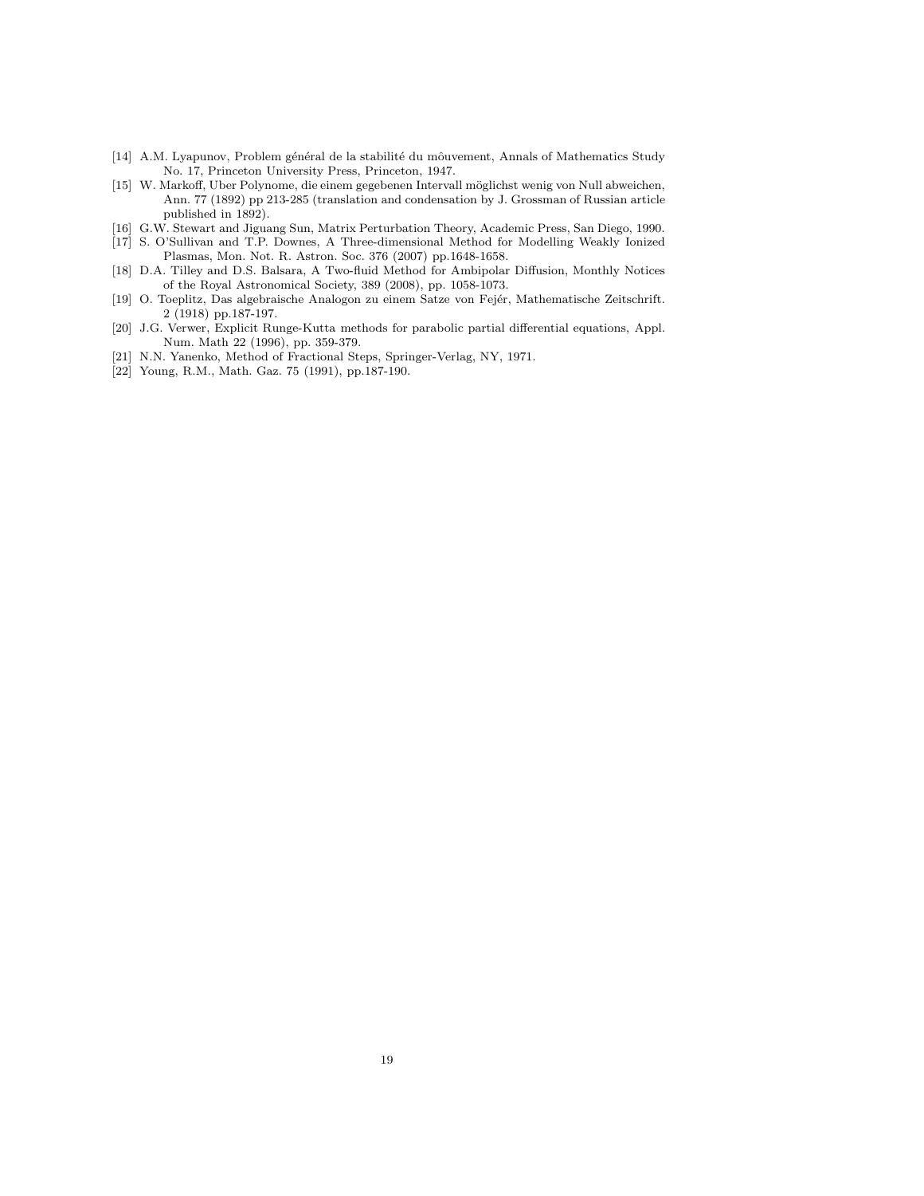[14] A.M. Lyapunov, Problem général de la stabilité du môuvement, Annals of Mathematics Study No. 17, Princeton University Press, Princeton, 1947.

[15] W. Markoff, Uber Polynome, die einem gegebenen Intervall möglichst wenig von Null abweichen, Ann. 77 (1892) pp 213-285 (translation and condensation by J. Grossman of Russian article published in 1892).

[16] G.W. Stewart and Jiguang Sun, Matrix Perturbation Theory, Academic Press, San Diego, 1990.

[17] S. O'Sullivan and T.P. Downes, A Three-dimensional Method for Modelling Weakly Ionized Plasmas, Mon. Not. R. Astron. Soc. 376 (2007) pp.1648-1658.

[18] D.A. Tilley and D.S. Balsara, A Two-fluid Method for Ambipolar Diffusion, Monthly Notices of the Royal Astronomical Society, 389 (2008), pp. 1058-1073.

[19] O. Toeplitz, Das algebraische Analogon zu einem Satze von Fejér, Mathematische Zeitschrift. 2 (1918) pp.187-197.

[20] J.G. Verwer, Explicit Runge-Kutta methods for parabolic partial differential equations, Appl. Num. Math 22 (1996), pp. 359-379.

[21] N.N. Yanenko, Method of Fractional Steps, Springer-Verlag, NY, 1971.

[22] Young, R.M., Math. Gaz. 75 (1991), pp.187-190.